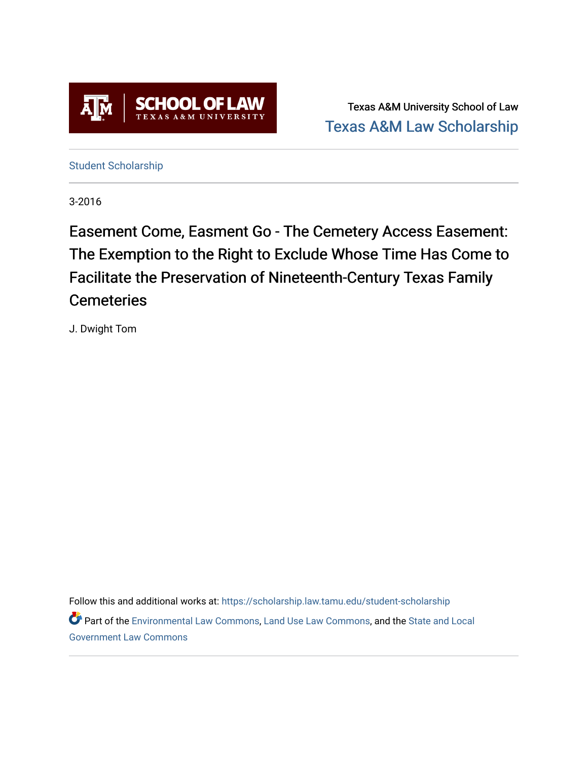Texas A&M University School of Law
Texas A&M Law Scholarship

Student Scholarship

3-2016

# Easement Come, Easment Go - The Cemetery Access Easement: The Exemption to the Right to Exclude Whose Time Has Come to Facilitate the Preservation of Nineteenth-Century Texas Family Cemeteries

J. Dwight Tom

Follow this and additional works at: https://scholarship.law.tamu.edu/student-scholarship

Part of the Environmental Law Commons, Land Use Law Commons, and the State and Local Government Law Commons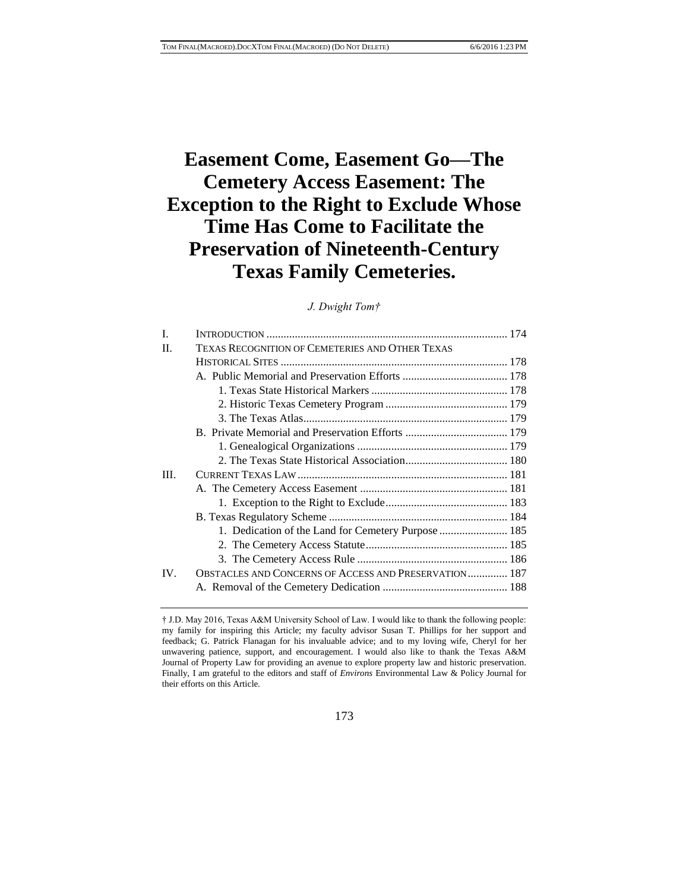# Easement Come, Easement Go—The Cemetery Access Easement: The Exception to the Right to Exclude Whose Time Has Come to Facilitate the Preservation of Nineteenth-Century Texas Family Cemeteries.

*J. Dwight Tom†*

| | | |
|---|---|---|
| I. | INTRODUCTION | 174 |
| II. | TEXAS RECOGNITION OF CEMETERIES AND OTHER TEXAS HISTORICAL SITES | 178 |
| | A. Public Memorial and Preservation Efforts | 178 |
| | 1. Texas State Historical Markers | 178 |
| | 2. Historic Texas Cemetery Program | 179 |
| | 3. The Texas Atlas | 179 |
| | B. Private Memorial and Preservation Efforts | 179 |
| | 1. Genealogical Organizations | 179 |
| | 2. The Texas State Historical Association | 180 |
| III. | CURRENT TEXAS LAW | 181 |
| | A. The Cemetery Access Easement | 181 |
| | 1. Exception to the Right to Exclude | 183 |
| | B. Texas Regulatory Scheme | 184 |
| | 1. Dedication of the Land for Cemetery Purpose | 185 |
| | 2. The Cemetery Access Statute | 185 |
| | 3. The Cemetery Access Rule | 186 |
| IV. | OBSTACLES AND CONCERNS OF ACCESS AND PRESERVATION | 187 |
| | A. Removal of the Cemetery Dedication | 188 |

† J.D. May 2016, Texas A&M University School of Law. I would like to thank the following people: my family for inspiring this Article; my faculty advisor Susan T. Phillips for her support and feedback; G. Patrick Flanagan for his invaluable advice; and to my loving wife, Cheryl for her unwavering patience, support, and encouragement. I would also like to thank the Texas A&M Journal of Property Law for providing an avenue to explore property law and historic preservation. Finally, I am grateful to the editors and staff of *Environs* Environmental Law & Policy Journal for their efforts on this Article.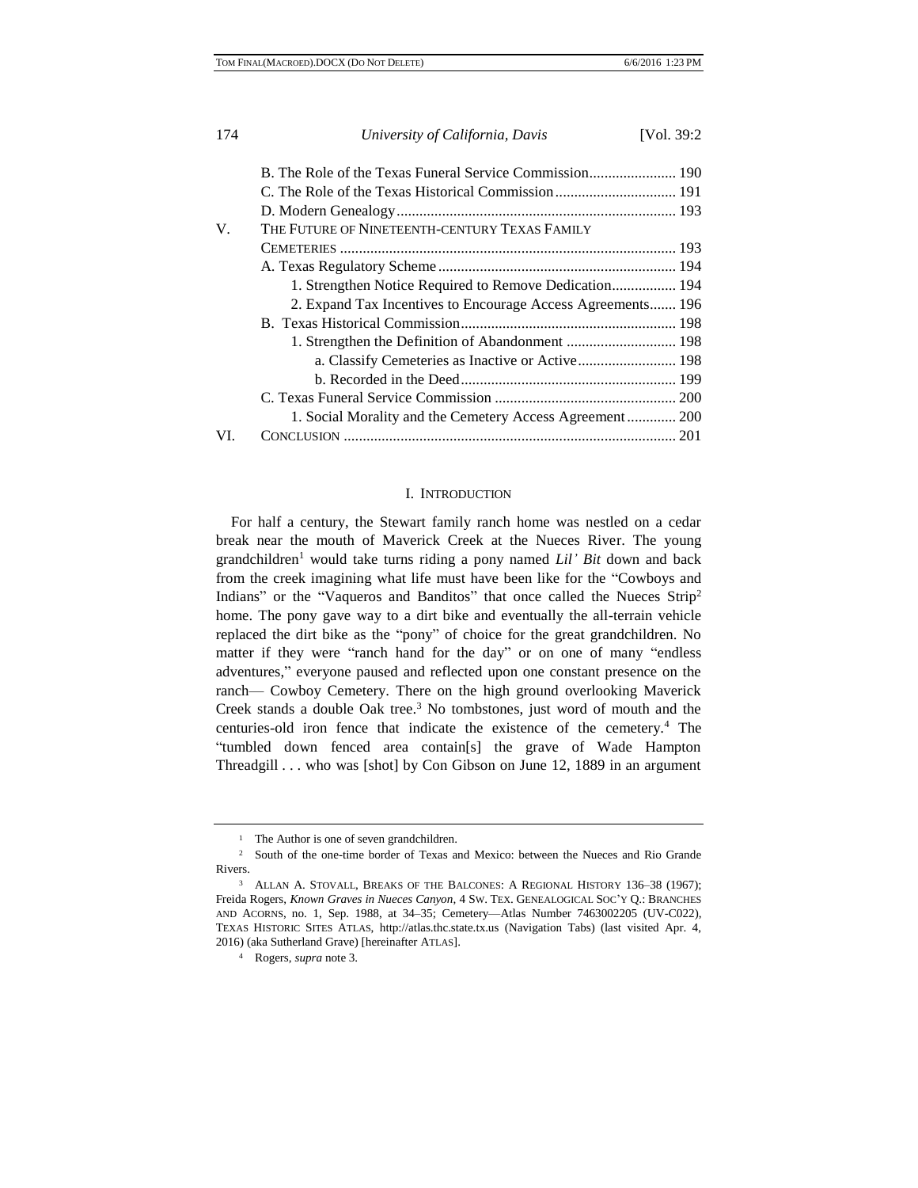B. The Role of the Texas Funeral Service Commission....................... 190
C. The Role of the Texas Historical Commission................................ 191
D. Modern Genealogy.......................................................................... 193

V. THE FUTURE OF NINETEENTH-CENTURY TEXAS FAMILY CEMETERIES ......................................................................................... 193
A. Texas Regulatory Scheme............................................................... 194
1. Strengthen Notice Required to Remove Dedication................. 194
2. Expand Tax Incentives to Encourage Access Agreements....... 196
B. Texas Historical Commission......................................................... 198
1. Strengthen the Definition of Abandonment ............................. 198
a. Classify Cemeteries as Inactive or Active.......................... 198
b. Recorded in the Deed......................................................... 199
C. Texas Funeral Service Commission ................................................ 200
1. Social Morality and the Cemetery Access Agreement............. 200

VI. CONCLUSION ........................................................................................ 201

## I. INTRODUCTION

For half a century, the Stewart family ranch home was nestled on a cedar break near the mouth of Maverick Creek at the Nueces River. The young grandchildren[1] would take turns riding a pony named *Lil' Bit* down and back from the creek imagining what life must have been like for the "Cowboys and Indians" or the "Vaqueros and Banditos" that once called the Nueces Strip[2] home. The pony gave way to a dirt bike and eventually the all-terrain vehicle replaced the dirt bike as the "pony" of choice for the great grandchildren. No matter if they were "ranch hand for the day" or on one of many "endless adventures," everyone paused and reflected upon one constant presence on the ranch— Cowboy Cemetery. There on the high ground overlooking Maverick Creek stands a double Oak tree.[3] No tombstones, just word of mouth and the centuries-old iron fence that indicate the existence of the cemetery.[4] The "tumbled down fenced area contain[s] the grave of Wade Hampton Threadgill . . . who was [shot] by Con Gibson on June 12, 1889 in an argument

---

[1] The Author is one of seven grandchildren.

[2] South of the one-time border of Texas and Mexico: between the Nueces and Rio Grande Rivers.

[3] ALLAN A. STOVALL, BREAKS OF THE BALCONES: A REGIONAL HISTORY 136–38 (1967); Freida Rogers, *Known Graves in Nueces Canyon*, 4 SW. TEX. GENEALOGICAL SOC'Y Q.: BRANCHES AND ACORNS, no. 1, Sep. 1988, at 34–35; Cemetery—Atlas Number 7463002205 (UV-C022), TEXAS HISTORIC SITES ATLAS, http://atlas.thc.state.tx.us (Navigation Tabs) (last visited Apr. 4, 2016) (aka Sutherland Grave) [hereinafter ATLAS].

[4] Rogers, *supra* note 3.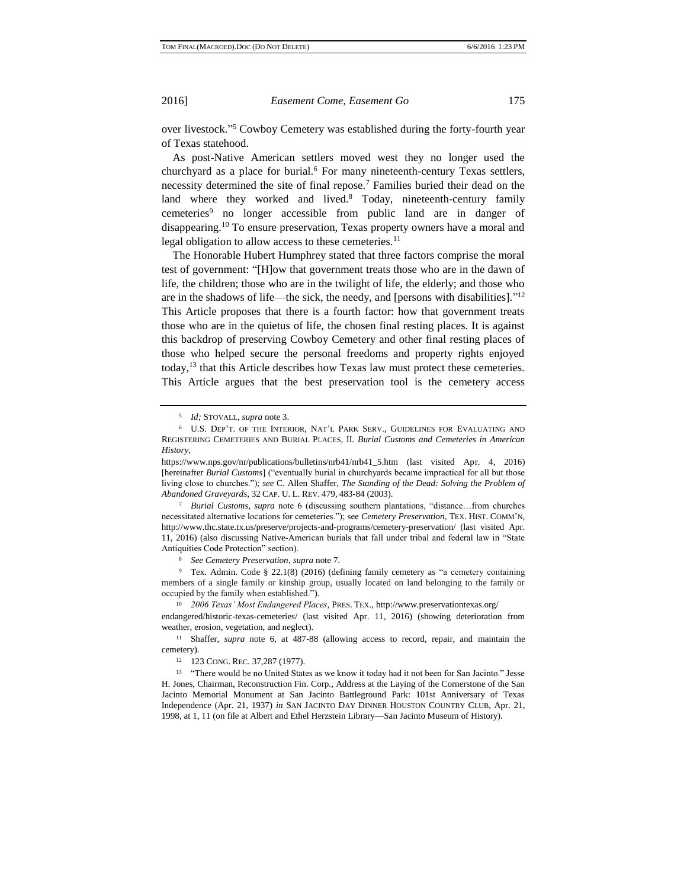over livestock."[5] Cowboy Cemetery was established during the forty-fourth year of Texas statehood.

As post-Native American settlers moved west they no longer used the churchyard as a place for burial.[6] For many nineteenth-century Texas settlers, necessity determined the site of final repose.[7] Families buried their dead on the land where they worked and lived.[8] Today, nineteenth-century family cemeteries[9] no longer accessible from public land are in danger of disappearing.[10] To ensure preservation, Texas property owners have a moral and legal obligation to allow access to these cemeteries.[11]

The Honorable Hubert Humphrey stated that three factors comprise the moral test of government: "[H]ow that government treats those who are in the dawn of life, the children; those who are in the twilight of life, the elderly; and those who are in the shadows of life—the sick, the needy, and [persons with disabilities]."[12] This Article proposes that there is a fourth factor: how that government treats those who are in the quietus of life, the chosen final resting places. It is against this backdrop of preserving Cowboy Cemetery and other final resting places of those who helped secure the personal freedoms and property rights enjoyed today,[13] that this Article describes how Texas law must protect these cemeteries. This Article argues that the best preservation tool is the cemetery access

---

[5] *Id;* STOVALL, *supra* note 3.

[6] U.S. DEP'T. OF THE INTERIOR, NAT'L PARK SERV., GUIDELINES FOR EVALUATING AND REGISTERING CEMETERIES AND BURIAL PLACES, II. *Burial Customs and Cemeteries in American History*, https://www.nps.gov/nr/publications/bulletins/nrb41/nrb41_5.htm (last visited Apr. 4, 2016) [hereinafter *Burial Customs*] ("eventually burial in churchyards became impractical for all but those living close to churches."); *see* C. Allen Shaffer, *The Standing of the Dead: Solving the Problem of Abandoned Graveyards*, 32 CAP. U. L. REV. 479, 483-84 (2003).

[7] *Burial Customs*, *supra* note 6 (discussing southern plantations, "distance…from churches necessitated alternative locations for cemeteries."); see *Cemetery Preservation*, TEX. HIST. COMM'N, http://www.thc.state.tx.us/preserve/projects-and-programs/cemetery-preservation/ (last visited Apr. 11, 2016) (also discussing Native-American burials that fall under tribal and federal law in "State Antiquities Code Protection" section).

[8] *See Cemetery Preservation*, *supra* note 7.

[9] Tex. Admin. Code § 22.1(8) (2016) (defining family cemetery as "a cemetery containing members of a single family or kinship group, usually located on land belonging to the family or occupied by the family when established.").

[10] *2006 Texas' Most Endangered Places*, PRES. TEX., http://www.preservationtexas.org/endangered/historic-texas-cemeteries/ (last visited Apr. 11, 2016) (showing deterioration from weather, erosion, vegetation, and neglect).

[11] Shaffer, *supra* note 6, at 487-88 (allowing access to record, repair, and maintain the cemetery).

[12] 123 CONG. REC. 37,287 (1977).

[13] "There would be no United States as we know it today had it not been for San Jacinto." Jesse H. Jones, Chairman, Reconstruction Fin. Corp., Address at the Laying of the Cornerstone of the San Jacinto Memorial Monument at San Jacinto Battleground Park: 101st Anniversary of Texas Independence (Apr. 21, 1937) *in* SAN JACINTO DAY DINNER HOUSTON COUNTRY CLUB, Apr. 21, 1998, at 1, 11 (on file at Albert and Ethel Herzstein Library—San Jacinto Museum of History).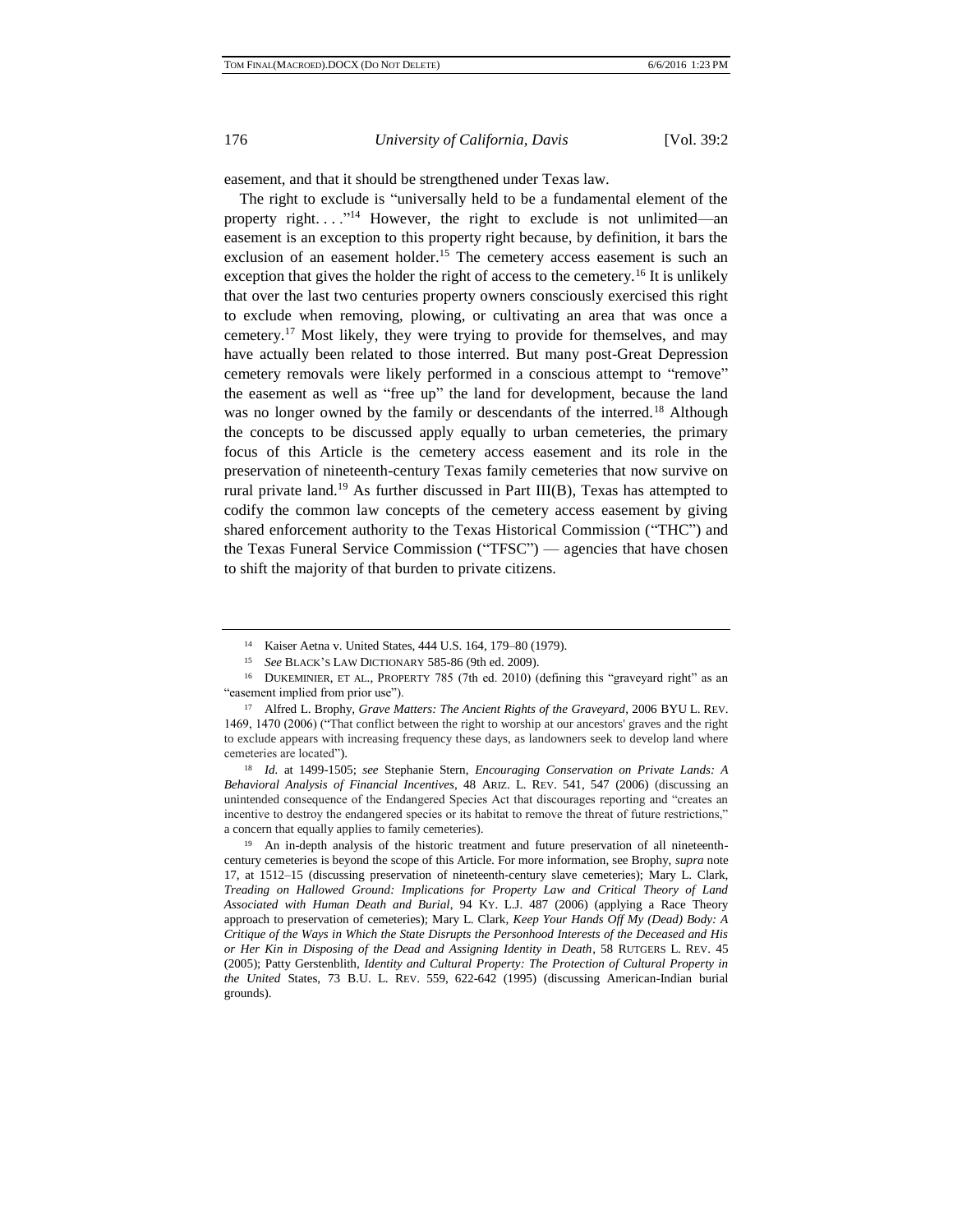easement, and that it should be strengthened under Texas law.

The right to exclude is "universally held to be a fundamental element of the property right. . . ."[14] However, the right to exclude is not unlimited—an easement is an exception to this property right because, by definition, it bars the exclusion of an easement holder.[15] The cemetery access easement is such an exception that gives the holder the right of access to the cemetery.[16] It is unlikely that over the last two centuries property owners consciously exercised this right to exclude when removing, plowing, or cultivating an area that was once a cemetery.[17] Most likely, they were trying to provide for themselves, and may have actually been related to those interred. But many post-Great Depression cemetery removals were likely performed in a conscious attempt to "remove" the easement as well as "free up" the land for development, because the land was no longer owned by the family or descendants of the interred.[18] Although the concepts to be discussed apply equally to urban cemeteries, the primary focus of this Article is the cemetery access easement and its role in the preservation of nineteenth-century Texas family cemeteries that now survive on rural private land.[19] As further discussed in Part III(B), Texas has attempted to codify the common law concepts of the cemetery access easement by giving shared enforcement authority to the Texas Historical Commission ("THC") and the Texas Funeral Service Commission ("TFSC") — agencies that have chosen to shift the majority of that burden to private citizens.

---

[14] Kaiser Aetna v. United States, 444 U.S. 164, 179–80 (1979).

[15] *See* BLACK'S LAW DICTIONARY 585-86 (9th ed. 2009).

[16] DUKEMINIER, ET AL., PROPERTY 785 (7th ed. 2010) (defining this "graveyard right" as an "easement implied from prior use").

[17] Alfred L. Brophy, *Grave Matters: The Ancient Rights of the Graveyard*, 2006 BYU L. REV. 1469, 1470 (2006) ("That conflict between the right to worship at our ancestors' graves and the right to exclude appears with increasing frequency these days, as landowners seek to develop land where cemeteries are located").

[18] *Id.* at 1499-1505; *see* Stephanie Stern, *Encouraging Conservation on Private Lands: A Behavioral Analysis of Financial Incentives*, 48 ARIZ. L. REV. 541, 547 (2006) (discussing an unintended consequence of the Endangered Species Act that discourages reporting and "creates an incentive to destroy the endangered species or its habitat to remove the threat of future restrictions," a concern that equally applies to family cemeteries).

[19] An in-depth analysis of the historic treatment and future preservation of all nineteenth-century cemeteries is beyond the scope of this Article. For more information, see Brophy, *supra* note 17, at 1512–15 (discussing preservation of nineteenth-century slave cemeteries); Mary L. Clark, *Treading on Hallowed Ground: Implications for Property Law and Critical Theory of Land Associated with Human Death and Burial*, 94 KY. L.J. 487 (2006) (applying a Race Theory approach to preservation of cemeteries); Mary L. Clark, *Keep Your Hands Off My (Dead) Body: A Critique of the Ways in Which the State Disrupts the Personhood Interests of the Deceased and His or Her Kin in Disposing of the Dead and Assigning Identity in Death*, 58 RUTGERS L. REV. 45 (2005); Patty Gerstenblith, *Identity and Cultural Property: The Protection of Cultural Property in the United* States, 73 B.U. L. REV. 559, 622-642 (1995) (discussing American-Indian burial grounds).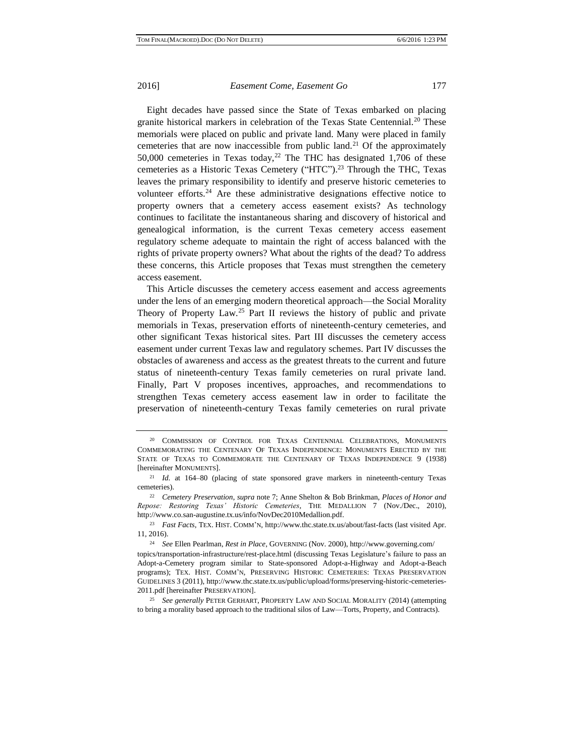Eight decades have passed since the State of Texas embarked on placing granite historical markers in celebration of the Texas State Centennial.[20] These memorials were placed on public and private land. Many were placed in family cemeteries that are now inaccessible from public land.[21] Of the approximately 50,000 cemeteries in Texas today,[22] The THC has designated 1,706 of these cemeteries as a Historic Texas Cemetery ("HTC").[23] Through the THC, Texas leaves the primary responsibility to identify and preserve historic cemeteries to volunteer efforts.[24] Are these administrative designations effective notice to property owners that a cemetery access easement exists? As technology continues to facilitate the instantaneous sharing and discovery of historical and genealogical information, is the current Texas cemetery access easement regulatory scheme adequate to maintain the right of access balanced with the rights of private property owners? What about the rights of the dead? To address these concerns, this Article proposes that Texas must strengthen the cemetery access easement.

This Article discusses the cemetery access easement and access agreements under the lens of an emerging modern theoretical approach—the Social Morality Theory of Property Law.[25] Part II reviews the history of public and private memorials in Texas, preservation efforts of nineteenth-century cemeteries, and other significant Texas historical sites. Part III discusses the cemetery access easement under current Texas law and regulatory schemes. Part IV discusses the obstacles of awareness and access as the greatest threats to the current and future status of nineteenth-century Texas family cemeteries on rural private land. Finally, Part V proposes incentives, approaches, and recommendations to strengthen Texas cemetery access easement law in order to facilitate the preservation of nineteenth-century Texas family cemeteries on rural private

---

[20] COMMISSION OF CONTROL FOR TEXAS CENTENNIAL CELEBRATIONS, MONUMENTS COMMEMORATING THE CENTENARY OF TEXAS INDEPENDENCE: MONUMENTS ERECTED BY THE STATE OF TEXAS TO COMMEMORATE THE CENTENARY OF TEXAS INDEPENDENCE 9 (1938) [hereinafter MONUMENTS].

[21] *Id.* at 164–80 (placing of state sponsored grave markers in nineteenth-century Texas cemeteries).

[22] *Cemetery Preservation*, *supra* note 7; Anne Shelton & Bob Brinkman, *Places of Honor and Repose: Restoring Texas' Historic Cemeteries*, THE MEDALLION 7 (Nov./Dec., 2010), http://www.co.san-augustine.tx.us/info/NovDec2010Medallion.pdf.

[23] *Fast Facts*, TEX. HIST. COMM'N, http://www.thc.state.tx.us/about/fast-facts (last visited Apr. 11, 2016).

[24] *See* Ellen Pearlman, *Rest in Place*, GOVERNING (Nov. 2000), http://www.governing.com/topics/transportation-infrastructure/rest-place.html (discussing Texas Legislature's failure to pass an Adopt-a-Cemetery program similar to State-sponsored Adopt-a-Highway and Adopt-a-Beach programs); TEX. HIST. COMM'N, PRESERVING HISTORIC CEMETERIES: TEXAS PRESERVATION GUIDELINES 3 (2011), http://www.thc.state.tx.us/public/upload/forms/preserving-historic-cemeteries-2011.pdf [hereinafter PRESERVATION].

[25] *See generally* PETER GERHART, PROPERTY LAW AND SOCIAL MORALITY (2014) (attempting to bring a morality based approach to the traditional silos of Law—Torts, Property, and Contracts).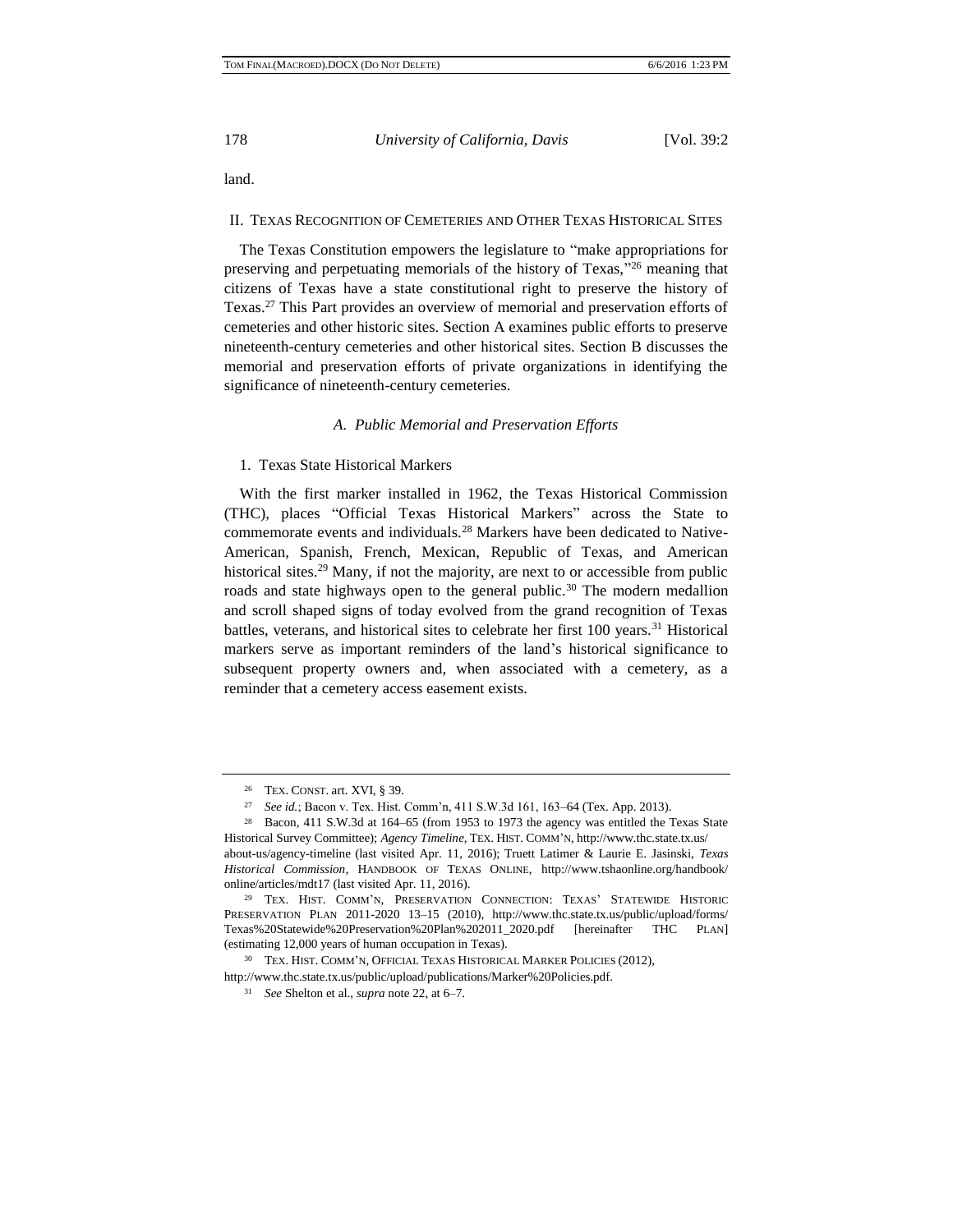land.

## II. Texas Recognition of Cemeteries and Other Texas Historical Sites

The Texas Constitution empowers the legislature to "make appropriations for preserving and perpetuating memorials of the history of Texas,"[26] meaning that citizens of Texas have a state constitutional right to preserve the history of Texas.[27] This Part provides an overview of memorial and preservation efforts of cemeteries and other historic sites. Section A examines public efforts to preserve nineteenth-century cemeteries and other historical sites. Section B discusses the memorial and preservation efforts of private organizations in identifying the significance of nineteenth-century cemeteries.

### *A. Public Memorial and Preservation Efforts*

#### 1. Texas State Historical Markers

With the first marker installed in 1962, the Texas Historical Commission (THC), places "Official Texas Historical Markers" across the State to commemorate events and individuals.[28] Markers have been dedicated to Native-American, Spanish, French, Mexican, Republic of Texas, and American historical sites.[29] Many, if not the majority, are next to or accessible from public roads and state highways open to the general public.[30] The modern medallion and scroll shaped signs of today evolved from the grand recognition of Texas battles, veterans, and historical sites to celebrate her first 100 years.[31] Historical markers serve as important reminders of the land's historical significance to subsequent property owners and, when associated with a cemetery, as a reminder that a cemetery access easement exists.

---

[26] Tex. Const. art. XVI, § 39.

[27] *See id.*; Bacon v. Tex. Hist. Comm'n, 411 S.W.3d 161, 163–64 (Tex. App. 2013).

[28] Bacon, 411 S.W.3d at 164–65 (from 1953 to 1973 the agency was entitled the Texas State Historical Survey Committee); *Agency Timeline*, Tex. Hist. Comm'n, http://www.thc.state.tx.us/about-us/agency-timeline (last visited Apr. 11, 2016); Truett Latimer & Laurie E. Jasinski, *Texas Historical Commission*, Handbook of Texas Online, http://www.tshaonline.org/handbook/online/articles/mdt17 (last visited Apr. 11, 2016).

[29] Tex. Hist. Comm'n, Preservation Connection: Texas' Statewide Historic Preservation Plan 2011-2020 13–15 (2010), http://www.thc.state.tx.us/public/upload/forms/Texas%20Statewide%20Preservation%20Plan%202011_2020.pdf [hereinafter THC Plan] (estimating 12,000 years of human occupation in Texas).

[30] Tex. Hist. Comm'n, Official Texas Historical Marker Policies (2012), http://www.thc.state.tx.us/public/upload/publications/Marker%20Policies.pdf.

[31] *See* Shelton et al., *supra* note 22, at 6–7.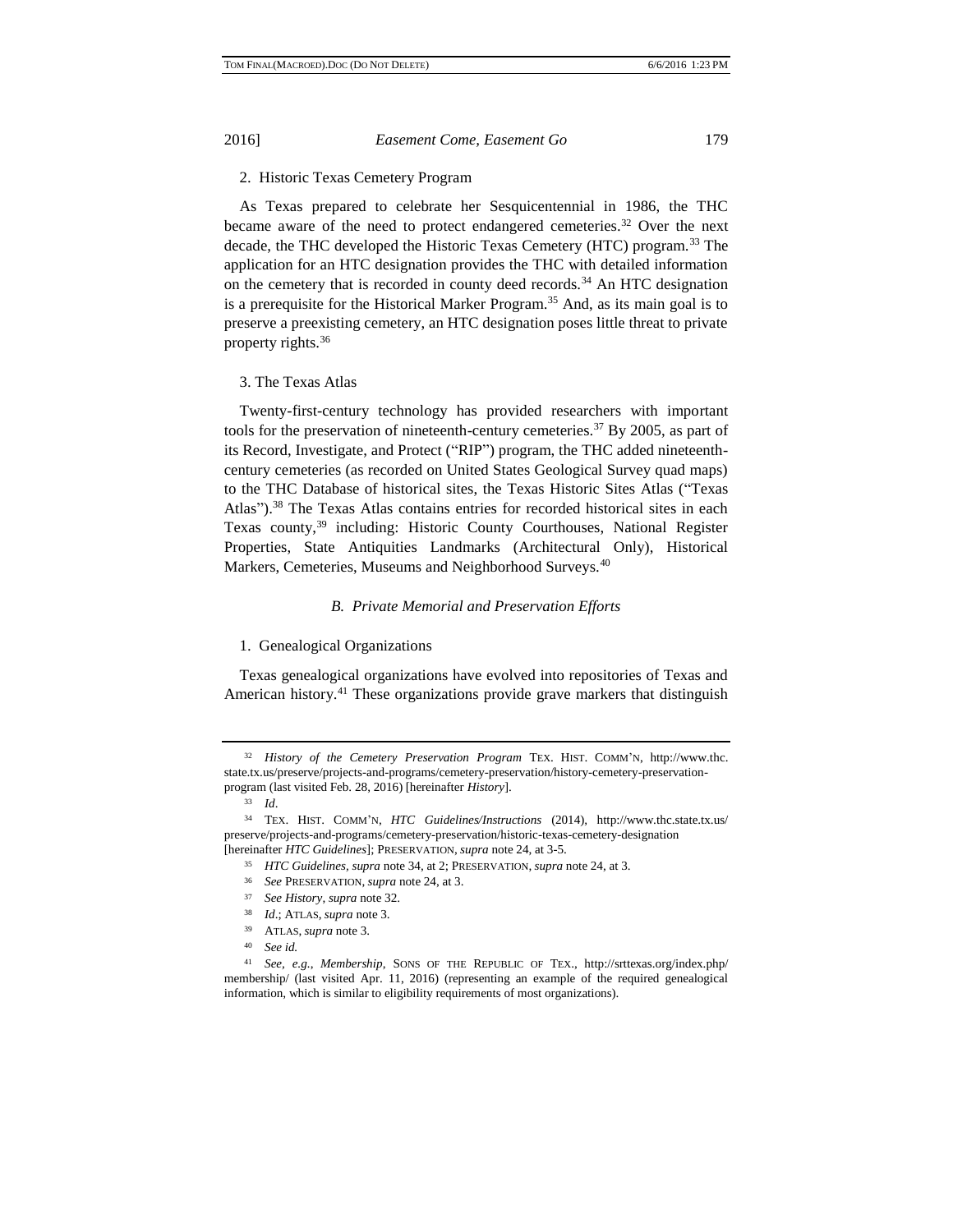2. Historic Texas Cemetery Program

As Texas prepared to celebrate her Sesquicentennial in 1986, the THC became aware of the need to protect endangered cemeteries.[32] Over the next decade, the THC developed the Historic Texas Cemetery (HTC) program.[33] The application for an HTC designation provides the THC with detailed information on the cemetery that is recorded in county deed records.[34] An HTC designation is a prerequisite for the Historical Marker Program.[35] And, as its main goal is to preserve a preexisting cemetery, an HTC designation poses little threat to private property rights.[36]

3. The Texas Atlas

Twenty-first-century technology has provided researchers with important tools for the preservation of nineteenth-century cemeteries.[37] By 2005, as part of its Record, Investigate, and Protect ("RIP") program, the THC added nineteenth-century cemeteries (as recorded on United States Geological Survey quad maps) to the THC Database of historical sites, the Texas Historic Sites Atlas ("Texas Atlas").[38] The Texas Atlas contains entries for recorded historical sites in each Texas county,[39] including: Historic County Courthouses, National Register Properties, State Antiquities Landmarks (Architectural Only), Historical Markers, Cemeteries, Museums and Neighborhood Surveys.[40]

### *B. Private Memorial and Preservation Efforts*

1. Genealogical Organizations

Texas genealogical organizations have evolved into repositories of Texas and American history.[41] These organizations provide grave markers that distinguish

---

[32] *History of the Cemetery Preservation Program* TEX. HIST. COMM'N, http://www.thc.state.tx.us/preserve/projects-and-programs/cemetery-preservation/history-cemetery-preservation-program (last visited Feb. 28, 2016) [hereinafter *History*].

[33] *Id*.

[34] TEX. HIST. COMM'N, *HTC Guidelines/Instructions* (2014), http://www.thc.state.tx.us/preserve/projects-and-programs/cemetery-preservation/historic-texas-cemetery-designation [hereinafter *HTC Guidelines*]; PRESERVATION, *supra* note 24, at 3-5.

[35] *HTC Guidelines*, *supra* note 34, at 2; PRESERVATION, *supra* note 24, at 3.

[36] *See* PRESERVATION, *supra* note 24, at 3.

[37] *See History*, *supra* note 32.

[38] *Id*.; ATLAS, *supra* note 3.

[39] ATLAS, *supra* note 3.

[40] *See id.*

[41] *See, e.g.*, *Membership*, SONS OF THE REPUBLIC OF TEX., http://srttexas.org/index.php/membership/ (last visited Apr. 11, 2016) (representing an example of the required genealogical information, which is similar to eligibility requirements of most organizations).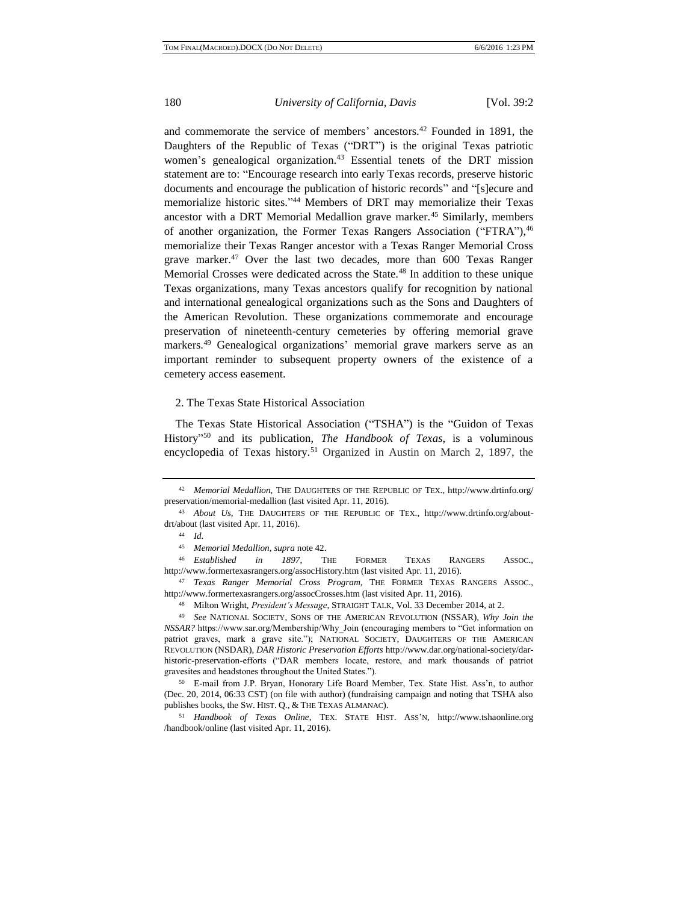and commemorate the service of members' ancestors.[42] Founded in 1891, the Daughters of the Republic of Texas ("DRT") is the original Texas patriotic women's genealogical organization.[43] Essential tenets of the DRT mission statement are to: "Encourage research into early Texas records, preserve historic documents and encourage the publication of historic records" and "[s]ecure and memorialize historic sites."[44] Members of DRT may memorialize their Texas ancestor with a DRT Memorial Medallion grave marker.[45] Similarly, members of another organization, the Former Texas Rangers Association ("FTRA"),[46] memorialize their Texas Ranger ancestor with a Texas Ranger Memorial Cross grave marker.[47] Over the last two decades, more than 600 Texas Ranger Memorial Crosses were dedicated across the State.[48] In addition to these unique Texas organizations, many Texas ancestors qualify for recognition by national and international genealogical organizations such as the Sons and Daughters of the American Revolution. These organizations commemorate and encourage preservation of nineteenth-century cemeteries by offering memorial grave markers.[49] Genealogical organizations' memorial grave markers serve as an important reminder to subsequent property owners of the existence of a cemetery access easement.

2. The Texas State Historical Association

The Texas State Historical Association ("TSHA") is the "Guidon of Texas History"[50] and its publication, *The Handbook of Texas*, is a voluminous encyclopedia of Texas history.[51] Organized in Austin on March 2, 1897, the

---

[42] *Memorial Medallion*, THE DAUGHTERS OF THE REPUBLIC OF TEX., http://www.drtinfo.org/preservation/memorial-medallion (last visited Apr. 11, 2016).

[43] *About Us*, THE DAUGHTERS OF THE REPUBLIC OF TEX., http://www.drtinfo.org/about-drt/about (last visited Apr. 11, 2016).

[44] *Id.*

[45] *Memorial Medallion*, *supra* note 42.

[46] *Established in 1897*, THE FORMER TEXAS RANGERS ASSOC., http://www.formertexasrangers.org/assocHistory.htm (last visited Apr. 11, 2016).

[47] *Texas Ranger Memorial Cross Program*, THE FORMER TEXAS RANGERS ASSOC., http://www.formertexasrangers.org/assocCrosses.htm (last visited Apr. 11, 2016).

[48] Milton Wright, *President's Message*, STRAIGHT TALK, Vol. 33 December 2014, at 2.

[49] *See* NATIONAL SOCIETY, SONS OF THE AMERICAN REVOLUTION (NSSAR), *Why Join the NSSAR?* https://www.sar.org/Membership/Why_Join (encouraging members to "Get information on patriot graves, mark a grave site."); NATIONAL SOCIETY, DAUGHTERS OF THE AMERICAN REVOLUTION (NSDAR), *DAR Historic Preservation Efforts* http://www.dar.org/national-society/dar-historic-preservation-efforts ("DAR members locate, restore, and mark thousands of patriot gravesites and headstones throughout the United States.").

[50] E-mail from J.P. Bryan, Honorary Life Board Member, Tex. State Hist. Ass'n, to author (Dec. 20, 2014, 06:33 CST) (on file with author) (fundraising campaign and noting that TSHA also publishes books, the SW. HIST. Q., & THE TEXAS ALMANAC).

[51] *Handbook of Texas Online*, TEX. STATE HIST. ASS'N, http://www.tshaonline.org/handbook/online (last visited Apr. 11, 2016).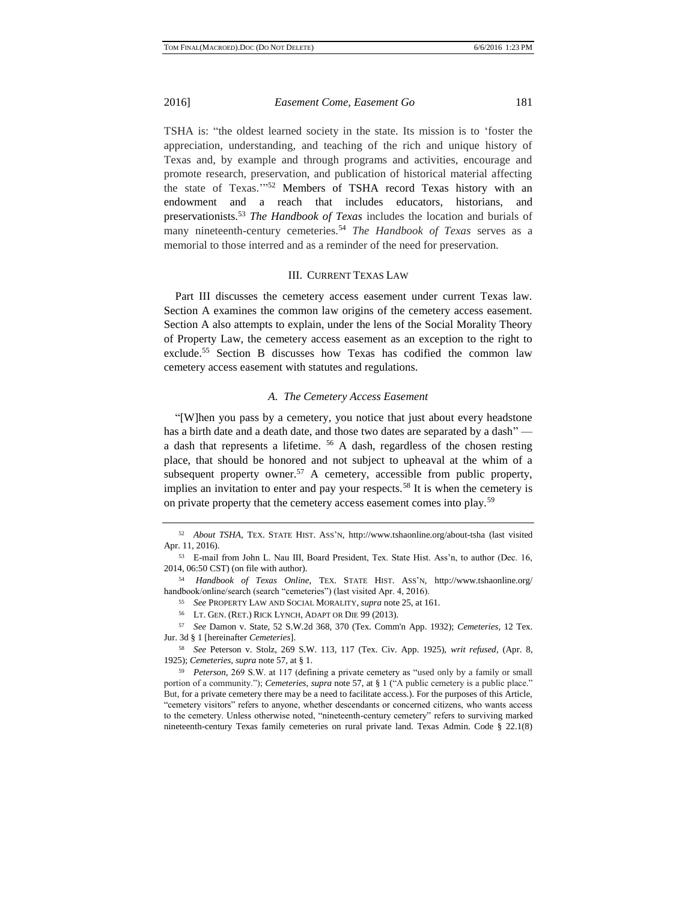TSHA is: "the oldest learned society in the state. Its mission is to 'foster the appreciation, understanding, and teaching of the rich and unique history of Texas and, by example and through programs and activities, encourage and promote research, preservation, and publication of historical material affecting the state of Texas.'"[52] Members of TSHA record Texas history with an endowment and a reach that includes educators, historians, and preservationists.[53] *The Handbook of Texas* includes the location and burials of many nineteenth-century cemeteries.[54] *The Handbook of Texas* serves as a memorial to those interred and as a reminder of the need for preservation.

## III. Current Texas Law

Part III discusses the cemetery access easement under current Texas law. Section A examines the common law origins of the cemetery access easement. Section A also attempts to explain, under the lens of the Social Morality Theory of Property Law, the cemetery access easement as an exception to the right to exclude.[55] Section B discusses how Texas has codified the common law cemetery access easement with statutes and regulations.

### *A. The Cemetery Access Easement*

"[W]hen you pass by a cemetery, you notice that just about every headstone has a birth date and a death date, and those two dates are separated by a dash" — a dash that represents a lifetime. [56] A dash, regardless of the chosen resting place, that should be honored and not subject to upheaval at the whim of a subsequent property owner.[57] A cemetery, accessible from public property, implies an invitation to enter and pay your respects.[58] It is when the cemetery is on private property that the cemetery access easement comes into play.[59]

---

[52] *About TSHA*, Tex. State Hist. Ass'n, http://www.tshaonline.org/about-tsha (last visited Apr. 11, 2016).

[53] E-mail from John L. Nau III, Board President, Tex. State Hist. Ass'n, to author (Dec. 16, 2014, 06:50 CST) (on file with author).

[54] *Handbook of Texas Online*, Tex. State Hist. Ass'n, http://www.tshaonline.org/handbook/online/search (search "cemeteries") (last visited Apr. 4, 2016).

[55] *See* Property Law and Social Morality, *supra* note 25, at 161.

[56] Lt. Gen. (Ret.) Rick Lynch, Adapt or Die 99 (2013).

[57] *See* Damon v. State, 52 S.W.2d 368, 370 (Tex. Comm'n App. 1932); *Cemeteries*, 12 Tex. Jur. 3d § 1 [hereinafter *Cemeteries*].

[58] *See* Peterson v. Stolz, 269 S.W. 113, 117 (Tex. Civ. App. 1925), *writ refused*, (Apr. 8, 1925); *Cemeteries*, *supra* note 57, at § 1.

[59] *Peterson*, 269 S.W. at 117 (defining a private cemetery as "used only by a family or small portion of a community."); *Cemeteries*, *supra* note 57, at § 1 ("A public cemetery is a public place." But, for a private cemetery there may be a need to facilitate access.). For the purposes of this Article, "cemetery visitors" refers to anyone, whether descendants or concerned citizens, who wants access to the cemetery. Unless otherwise noted, "nineteenth-century cemetery" refers to surviving marked nineteenth-century Texas family cemeteries on rural private land. Texas Admin. Code § 22.1(8)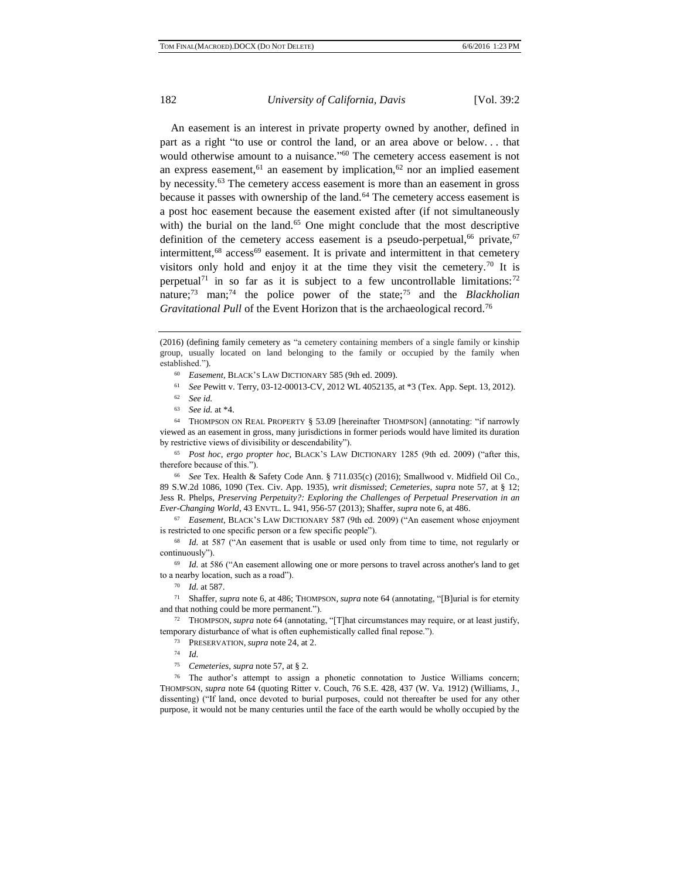An easement is an interest in private property owned by another, defined in part as a right "to use or control the land, or an area above or below. . . that would otherwise amount to a nuisance."[60] The cemetery access easement is not an express easement,[61] an easement by implication,[62] nor an implied easement by necessity.[63] The cemetery access easement is more than an easement in gross because it passes with ownership of the land.[64] The cemetery access easement is a post hoc easement because the easement existed after (if not simultaneously with) the burial on the land.[65] One might conclude that the most descriptive definition of the cemetery access easement is a pseudo-perpetual,[66] private,[67] intermittent,[68] access[69] easement. It is private and intermittent in that cemetery visitors only hold and enjoy it at the time they visit the cemetery.[70] It is perpetual[71] in so far as it is subject to a few uncontrollable limitations:[72] nature;[73] man;[74] the police power of the state;[75] and the *Blackholian Gravitational Pull* of the Event Horizon that is the archaeological record.[76]

---

(2016) (defining family cemetery as "a cemetery containing members of a single family or kinship group, usually located on land belonging to the family or occupied by the family when established.").

[60] *Easement*, BLACK'S LAW DICTIONARY 585 (9th ed. 2009).

[61] *See* Pewitt v. Terry, 03-12-00013-CV, 2012 WL 4052135, at *3 (Tex. App. Sept. 13, 2012).

[62] *See id.*

[63] *See id.* at *4.

[64] THOMPSON ON REAL PROPERTY § 53.09 [hereinafter THOMPSON] (annotating: "if narrowly viewed as an easement in gross, many jurisdictions in former periods would have limited its duration by restrictive views of divisibility or descendability").

[65] *Post hoc, ergo propter hoc*, BLACK'S LAW DICTIONARY 1285 (9th ed. 2009) ("after this, therefore because of this.").

[66] *See* Tex. Health & Safety Code Ann. § 711.035(c) (2016); Smallwood v. Midfield Oil Co., 89 S.W.2d 1086, 1090 (Tex. Civ. App. 1935), *writ dismissed*; *Cemeteries*, *supra* note 57, at § 12; Jess R. Phelps, *Preserving Perpetuity?: Exploring the Challenges of Perpetual Preservation in an Ever-Changing World*, 43 ENVTL. L. 941, 956-57 (2013); Shaffer, *supra* note 6, at 486.

[67] *Easement*, BLACK'S LAW DICTIONARY 587 (9th ed. 2009) ("An easement whose enjoyment is restricted to one specific person or a few specific people").

[68] *Id.* at 587 ("An easement that is usable or used only from time to time, not regularly or continuously").

[69] *Id.* at 586 ("An easement allowing one or more persons to travel across another's land to get to a nearby location, such as a road").

[70] *Id.* at 587.

[71] Shaffer, *supra* note 6, at 486; THOMPSON, *supra* note 64 (annotating, "[B]urial is for eternity and that nothing could be more permanent.").

[72] THOMPSON, *supra* note 64 (annotating, "[T]hat circumstances may require, or at least justify, temporary disturbance of what is often euphemistically called final repose.").

[73] PRESERVATION, *supra* note 24, at 2.

[74] *Id.*

[75] *Cemeteries*, *supra* note 57, at § 2.

[76] The author's attempt to assign a phonetic connotation to Justice Williams concern; THOMPSON, *supra* note 64 (quoting Ritter v. Couch, 76 S.E. 428, 437 (W. Va. 1912) (Williams, J., dissenting) ("If land, once devoted to burial purposes, could not thereafter be used for any other purpose, it would not be many centuries until the face of the earth would be wholly occupied by the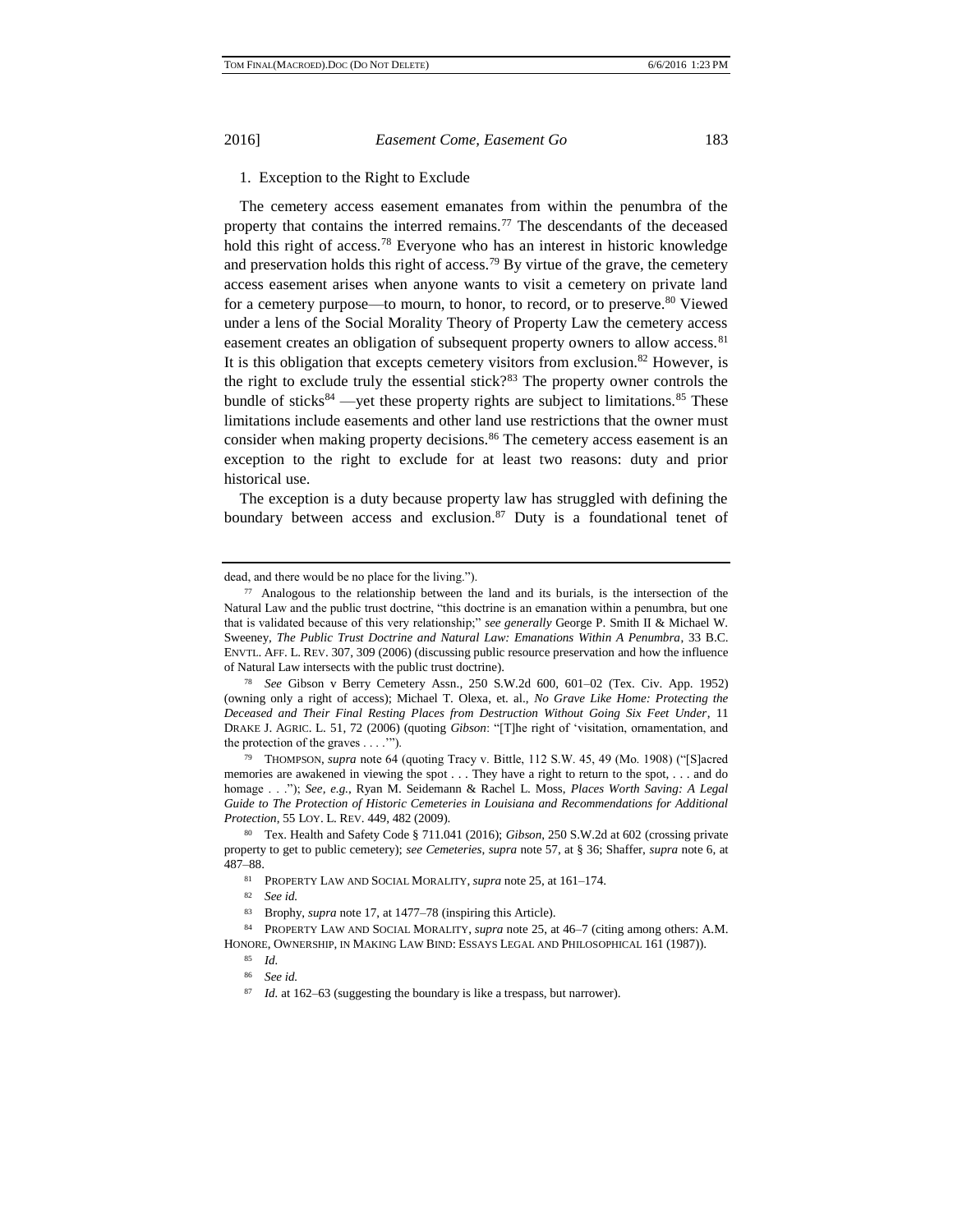### 1. Exception to the Right to Exclude

The cemetery access easement emanates from within the penumbra of the property that contains the interred remains.[77] The descendants of the deceased hold this right of access.[78] Everyone who has an interest in historic knowledge and preservation holds this right of access.[79] By virtue of the grave, the cemetery access easement arises when anyone wants to visit a cemetery on private land for a cemetery purpose—to mourn, to honor, to record, or to preserve.[80] Viewed under a lens of the Social Morality Theory of Property Law the cemetery access easement creates an obligation of subsequent property owners to allow access.[81] It is this obligation that excepts cemetery visitors from exclusion.[82] However, is the right to exclude truly the essential stick?[83] The property owner controls the bundle of sticks[84] —yet these property rights are subject to limitations.[85] These limitations include easements and other land use restrictions that the owner must consider when making property decisions.[86] The cemetery access easement is an exception to the right to exclude for at least two reasons: duty and prior historical use.

The exception is a duty because property law has struggled with defining the boundary between access and exclusion.[87] Duty is a foundational tenet of

---

dead, and there would be no place for the living.").

[77] Analogous to the relationship between the land and its burials, is the intersection of the Natural Law and the public trust doctrine, "this doctrine is an emanation within a penumbra, but one that is validated because of this very relationship;" *see generally* George P. Smith II & Michael W. Sweeney, *The Public Trust Doctrine and Natural Law: Emanations Within A Penumbra*, 33 B.C. ENVTL. AFF. L. REV. 307, 309 (2006) (discussing public resource preservation and how the influence of Natural Law intersects with the public trust doctrine).

[78] *See* Gibson v Berry Cemetery Assn., 250 S.W.2d 600, 601–02 (Tex. Civ. App. 1952) (owning only a right of access); Michael T. Olexa, et. al., *No Grave Like Home: Protecting the Deceased and Their Final Resting Places from Destruction Without Going Six Feet Under*, 11 DRAKE J. AGRIC. L. 51, 72 (2006) (quoting *Gibson*: "[T]he right of 'visitation, ornamentation, and the protection of the graves . . . .'").

[79] THOMPSON, *supra* note 64 (quoting Tracy v. Bittle, 112 S.W. 45, 49 (Mo. 1908) ("[S]acred memories are awakened in viewing the spot . . . They have a right to return to the spot, . . . and do homage . . ."); *See, e.g.*, Ryan M. Seidemann & Rachel L. Moss, *Places Worth Saving: A Legal Guide to The Protection of Historic Cemeteries in Louisiana and Recommendations for Additional Protection*, 55 LOY. L. REV. 449, 482 (2009).

[80] Tex. Health and Safety Code § 711.041 (2016); *Gibson*, 250 S.W.2d at 602 (crossing private property to get to public cemetery); *see Cemeteries*, *supra* note 57, at § 36; Shaffer, *supra* note 6, at 487–88.

[81] PROPERTY LAW AND SOCIAL MORALITY, *supra* note 25, at 161–174.

[82] *See id.*

[83] Brophy, *supra* note 17, at 1477–78 (inspiring this Article).

[84] PROPERTY LAW AND SOCIAL MORALITY, *supra* note 25, at 46–7 (citing among others: A.M. HONORE, OWNERSHIP, IN MAKING LAW BIND: ESSAYS LEGAL AND PHILOSOPHICAL 161 (1987)).

[85] *Id.*

[86] *See id.*

[87] *Id.* at 162–63 (suggesting the boundary is like a trespass, but narrower).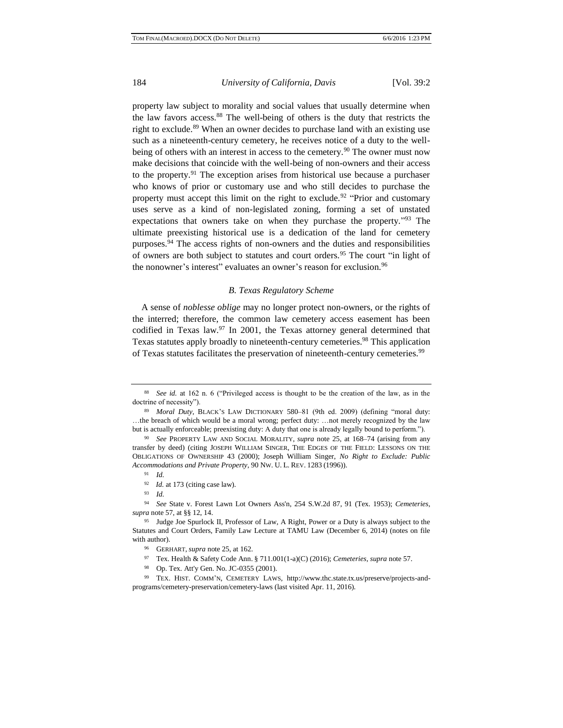property law subject to morality and social values that usually determine when the law favors access.[88] The well-being of others is the duty that restricts the right to exclude.[89] When an owner decides to purchase land with an existing use such as a nineteenth-century cemetery, he receives notice of a duty to the well-being of others with an interest in access to the cemetery.[90] The owner must now make decisions that coincide with the well-being of non-owners and their access to the property.[91] The exception arises from historical use because a purchaser who knows of prior or customary use and who still decides to purchase the property must accept this limit on the right to exclude.[92] "Prior and customary uses serve as a kind of non-legislated zoning, forming a set of unstated expectations that owners take on when they purchase the property."[93] The ultimate preexisting historical use is a dedication of the land for cemetery purposes.[94] The access rights of non-owners and the duties and responsibilities of owners are both subject to statutes and court orders.[95] The court "in light of the nonowner's interest" evaluates an owner's reason for exclusion.[96]

### *B. Texas Regulatory Scheme*

A sense of *noblesse oblige* may no longer protect non-owners, or the rights of the interred; therefore, the common law cemetery access easement has been codified in Texas law.[97] In 2001, the Texas attorney general determined that Texas statutes apply broadly to nineteenth-century cemeteries.[98] This application of Texas statutes facilitates the preservation of nineteenth-century cemeteries.[99]

---

[88] *See id.* at 162 n. 6 ("Privileged access is thought to be the creation of the law, as in the doctrine of necessity").

[89] *Moral Duty*, BLACK'S LAW DICTIONARY 580–81 (9th ed. 2009) (defining "moral duty: …the breach of which would be a moral wrong; perfect duty: …not merely recognized by the law but is actually enforceable; preexisting duty: A duty that one is already legally bound to perform.").

[90] *See* PROPERTY LAW AND SOCIAL MORALITY, *supra* note 25, at 168–74 (arising from any transfer by deed) (citing JOSEPH WILLIAM SINGER, THE EDGES OF THE FIELD: LESSONS ON THE OBLIGATIONS OF OWNERSHIP 43 (2000); Joseph William Singer, *No Right to Exclude: Public Accommodations and Private Property*, 90 NW. U. L. REV. 1283 (1996)).

[91] *Id.*

[92] *Id.* at 173 (citing case law).

[93] *Id.*

[94] *See* State v. Forest Lawn Lot Owners Ass'n, 254 S.W.2d 87, 91 (Tex. 1953); *Cemeteries*, *supra* note 57, at §§ 12, 14.

[95] Judge Joe Spurlock II, Professor of Law, A Right, Power or a Duty is always subject to the Statutes and Court Orders, Family Law Lecture at TAMU Law (December 6, 2014) (notes on file with author).

[96] GERHART, *supra* note 25, at 162.

[97] Tex. Health & Safety Code Ann. § 711.001(1-a)(C) (2016); *Cemeteries*, *supra* note 57.

[98] Op. Tex. Att'y Gen. No. JC-0355 (2001).

[99] TEX. HIST. COMM'N, CEMETERY LAWS, http://www.thc.state.tx.us/preserve/projects-and-programs/cemetery-preservation/cemetery-laws (last visited Apr. 11, 2016).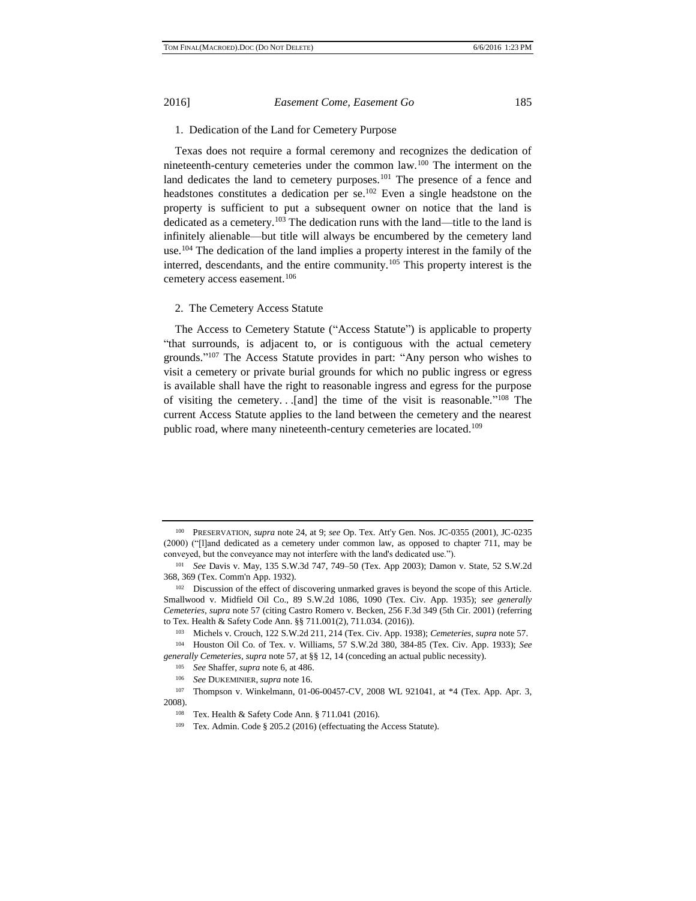### 1. Dedication of the Land for Cemetery Purpose

Texas does not require a formal ceremony and recognizes the dedication of nineteenth-century cemeteries under the common law.[100] The interment on the land dedicates the land to cemetery purposes.[101] The presence of a fence and headstones constitutes a dedication per se.[102] Even a single headstone on the property is sufficient to put a subsequent owner on notice that the land is dedicated as a cemetery.[103] The dedication runs with the land—title to the land is infinitely alienable—but title will always be encumbered by the cemetery land use.[104] The dedication of the land implies a property interest in the family of the interred, descendants, and the entire community.[105] This property interest is the cemetery access easement.[106]

### 2. The Cemetery Access Statute

The Access to Cemetery Statute ("Access Statute") is applicable to property "that surrounds, is adjacent to, or is contiguous with the actual cemetery grounds."[107] The Access Statute provides in part: "Any person who wishes to visit a cemetery or private burial grounds for which no public ingress or egress is available shall have the right to reasonable ingress and egress for the purpose of visiting the cemetery. . .[and] the time of the visit is reasonable."[108] The current Access Statute applies to the land between the cemetery and the nearest public road, where many nineteenth-century cemeteries are located.[109]

---

[100] PRESERVATION, *supra* note 24, at 9; *see* Op. Tex. Att'y Gen. Nos. JC-0355 (2001), JC-0235 (2000) ("[l]and dedicated as a cemetery under common law, as opposed to chapter 711, may be conveyed, but the conveyance may not interfere with the land's dedicated use.").

[101] *See* Davis v. May, 135 S.W.3d 747, 749–50 (Tex. App 2003); Damon v. State, 52 S.W.2d 368, 369 (Tex. Comm'n App. 1932).

[102] Discussion of the effect of discovering unmarked graves is beyond the scope of this Article. Smallwood v. Midfield Oil Co., 89 S.W.2d 1086, 1090 (Tex. Civ. App. 1935); *see generally Cemeteries*, *supra* note 57 (citing Castro Romero v. Becken, 256 F.3d 349 (5th Cir. 2001) (referring to Tex. Health & Safety Code Ann. §§ 711.001(2), 711.034. (2016)).

[103] Michels v. Crouch, 122 S.W.2d 211, 214 (Tex. Civ. App. 1938); *Cemeteries*, *supra* note 57.

[104] Houston Oil Co. of Tex. v. Williams, 57 S.W.2d 380, 384-85 (Tex. Civ. App. 1933); *See generally Cemeteries*, *supra* note 57, at §§ 12, 14 (conceding an actual public necessity).

[105] *See* Shaffer, *supra* note 6, at 486.

[106] *See* DUKEMINIER, *supra* note 16.

[107] Thompson v. Winkelmann, 01-06-00457-CV, 2008 WL 921041, at *4 (Tex. App. Apr. 3, 2008).

[108] Tex. Health & Safety Code Ann. § 711.041 (2016).

[109] Tex. Admin. Code § 205.2 (2016) (effectuating the Access Statute).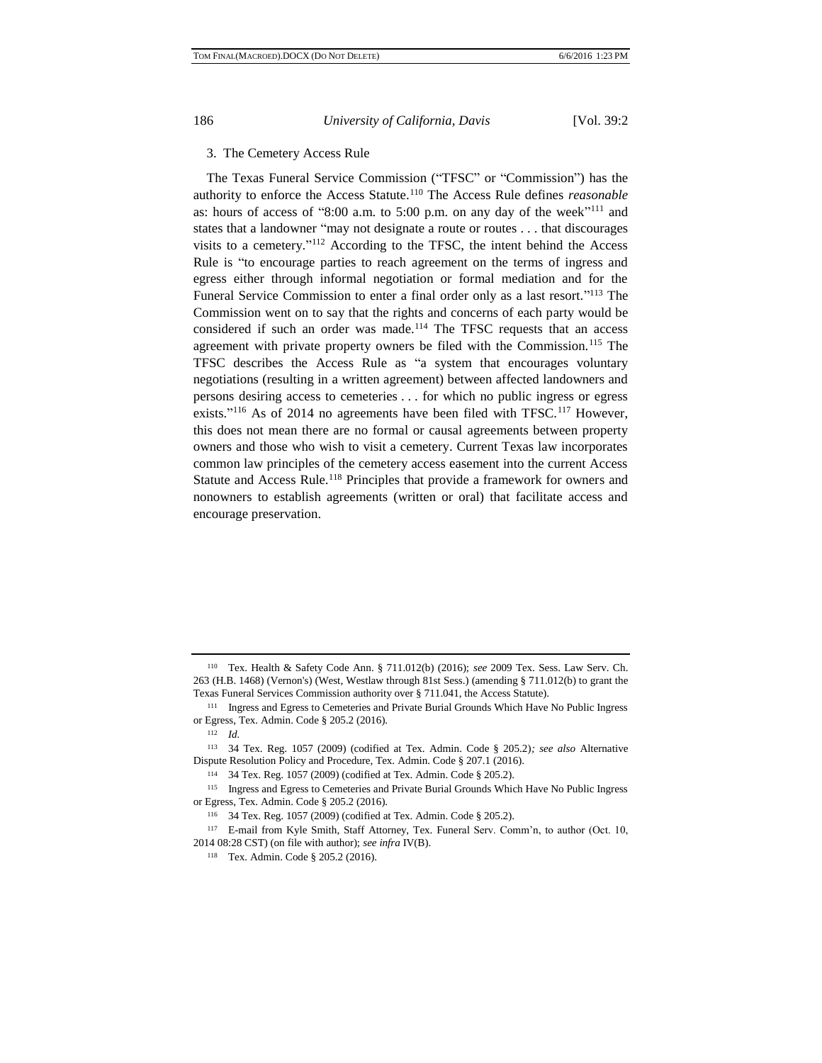### 3. The Cemetery Access Rule

The Texas Funeral Service Commission ("TFSC" or "Commission") has the authority to enforce the Access Statute.[110] The Access Rule defines *reasonable* as: hours of access of "8:00 a.m. to 5:00 p.m. on any day of the week"[111] and states that a landowner "may not designate a route or routes . . . that discourages visits to a cemetery."[112] According to the TFSC, the intent behind the Access Rule is "to encourage parties to reach agreement on the terms of ingress and egress either through informal negotiation or formal mediation and for the Funeral Service Commission to enter a final order only as a last resort."[113] The Commission went on to say that the rights and concerns of each party would be considered if such an order was made.[114] The TFSC requests that an access agreement with private property owners be filed with the Commission.[115] The TFSC describes the Access Rule as "a system that encourages voluntary negotiations (resulting in a written agreement) between affected landowners and persons desiring access to cemeteries . . . for which no public ingress or egress exists."[116] As of 2014 no agreements have been filed with TFSC.[117] However, this does not mean there are no formal or causal agreements between property owners and those who wish to visit a cemetery. Current Texas law incorporates common law principles of the cemetery access easement into the current Access Statute and Access Rule.[118] Principles that provide a framework for owners and nonowners to establish agreements (written or oral) that facilitate access and encourage preservation.

---

[110] Tex. Health & Safety Code Ann. § 711.012(b) (2016); *see* 2009 Tex. Sess. Law Serv. Ch. 263 (H.B. 1468) (Vernon's) (West, Westlaw through 81st Sess.) (amending § 711.012(b) to grant the Texas Funeral Services Commission authority over § 711.041, the Access Statute).

[111] Ingress and Egress to Cemeteries and Private Burial Grounds Which Have No Public Ingress or Egress, Tex. Admin. Code § 205.2 (2016).

[112] *Id.*

[113] 34 Tex. Reg. 1057 (2009) (codified at Tex. Admin. Code § 205.2)*; see also* Alternative Dispute Resolution Policy and Procedure, Tex. Admin. Code § 207.1 (2016).

[114] 34 Tex. Reg. 1057 (2009) (codified at Tex. Admin. Code § 205.2).

[115] Ingress and Egress to Cemeteries and Private Burial Grounds Which Have No Public Ingress or Egress, Tex. Admin. Code § 205.2 (2016).

[116] 34 Tex. Reg. 1057 (2009) (codified at Tex. Admin. Code § 205.2).

[117] E-mail from Kyle Smith, Staff Attorney, Tex. Funeral Serv. Comm'n, to author (Oct. 10, 2014 08:28 CST) (on file with author); *see infra* IV(B).

[118] Tex. Admin. Code § 205.2 (2016).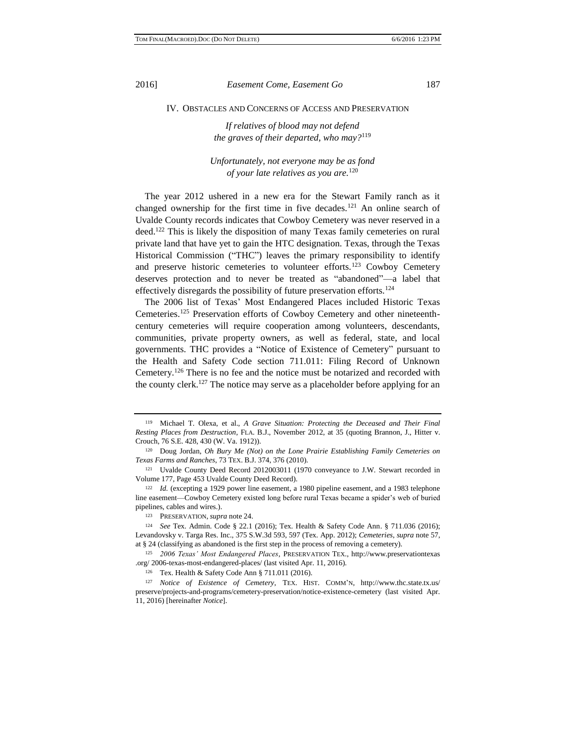## IV. Obstacles and Concerns of Access and Preservation

*If relatives of blood may not defend the graves of their departed, who may?*[119]

*Unfortunately, not everyone may be as fond of your late relatives as you are.*[120]

The year 2012 ushered in a new era for the Stewart Family ranch as it changed ownership for the first time in five decades.[121] An online search of Uvalde County records indicates that Cowboy Cemetery was never reserved in a deed.[122] This is likely the disposition of many Texas family cemeteries on rural private land that have yet to gain the HTC designation. Texas, through the Texas Historical Commission ("THC") leaves the primary responsibility to identify and preserve historic cemeteries to volunteer efforts.[123] Cowboy Cemetery deserves protection and to never be treated as "abandoned"—a label that effectively disregards the possibility of future preservation efforts.[124]

The 2006 list of Texas' Most Endangered Places included Historic Texas Cemeteries.[125] Preservation efforts of Cowboy Cemetery and other nineteenth-century cemeteries will require cooperation among volunteers, descendants, communities, private property owners, as well as federal, state, and local governments. THC provides a "Notice of Existence of Cemetery" pursuant to the Health and Safety Code section 711.011: Filing Record of Unknown Cemetery.[126] There is no fee and the notice must be notarized and recorded with the county clerk.[127] The notice may serve as a placeholder before applying for an

---

[119] Michael T. Olexa, et al., *A Grave Situation: Protecting the Deceased and Their Final Resting Places from Destruction*, FLA. B.J., November 2012, at 35 (quoting Brannon, J., Hitter v. Crouch, 76 S.E. 428, 430 (W. Va. 1912)).

[120] Doug Jordan, *Oh Bury Me (Not) on the Lone Prairie Establishing Family Cemeteries on Texas Farms and Ranches*, 73 TEX. B.J. 374, 376 (2010).

[121] Uvalde County Deed Record 2012003011 (1970 conveyance to J.W. Stewart recorded in Volume 177, Page 453 Uvalde County Deed Record).

[122] *Id.* (excepting a 1929 power line easement, a 1980 pipeline easement, and a 1983 telephone line easement—Cowboy Cemetery existed long before rural Texas became a spider's web of buried pipelines, cables and wires.).

[123] PRESERVATION, *supra* note 24.

[124] *See* Tex. Admin. Code § 22.1 (2016); Tex. Health & Safety Code Ann. § 711.036 (2016); Levandovsky v. Targa Res. Inc., 375 S.W.3d 593, 597 (Tex. App. 2012); *Cemeteries*, *supra* note 57, at § 24 (classifying as abandoned is the first step in the process of removing a cemetery).

[125] *2006 Texas' Most Endangered Places*, PRESERVATION TEX., http://www.preservationtexas.org/ 2006-texas-most-endangered-places/ (last visited Apr. 11, 2016).

[126] Tex. Health & Safety Code Ann § 711.011 (2016).

[127] *Notice of Existence of Cemetery*, TEX. HIST. COMM'N, http://www.thc.state.tx.us/preserve/projects-and-programs/cemetery-preservation/notice-existence-cemetery (last visited Apr. 11, 2016) [hereinafter *Notice*].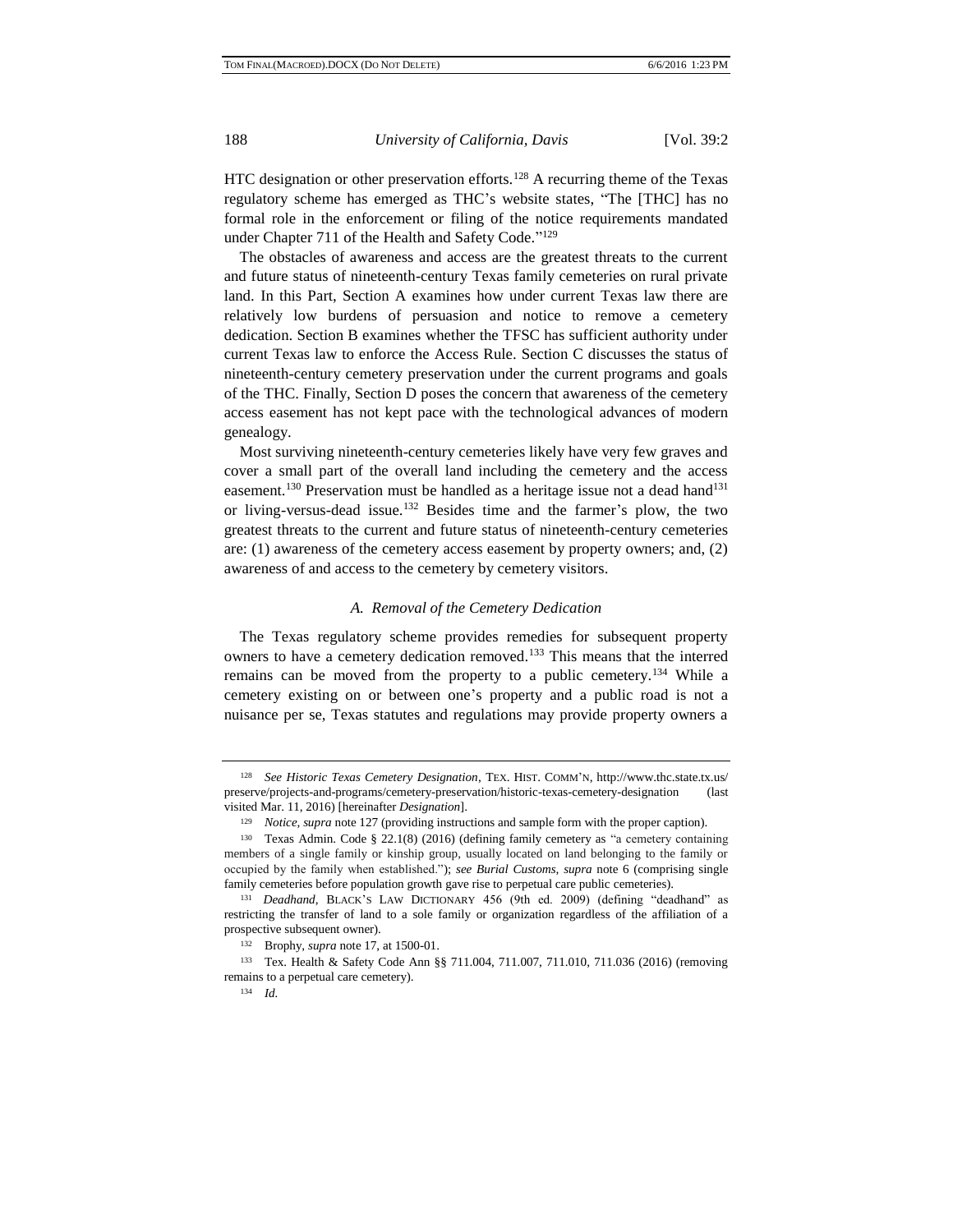HTC designation or other preservation efforts.[128] A recurring theme of the Texas regulatory scheme has emerged as THC's website states, "The [THC] has no formal role in the enforcement or filing of the notice requirements mandated under Chapter 711 of the Health and Safety Code."[129]

The obstacles of awareness and access are the greatest threats to the current and future status of nineteenth-century Texas family cemeteries on rural private land. In this Part, Section A examines how under current Texas law there are relatively low burdens of persuasion and notice to remove a cemetery dedication. Section B examines whether the TFSC has sufficient authority under current Texas law to enforce the Access Rule. Section C discusses the status of nineteenth-century cemetery preservation under the current programs and goals of the THC. Finally, Section D poses the concern that awareness of the cemetery access easement has not kept pace with the technological advances of modern genealogy.

Most surviving nineteenth-century cemeteries likely have very few graves and cover a small part of the overall land including the cemetery and the access easement.[130] Preservation must be handled as a heritage issue not a dead hand[131] or living-versus-dead issue.[132] Besides time and the farmer's plow, the two greatest threats to the current and future status of nineteenth-century cemeteries are: (1) awareness of the cemetery access easement by property owners; and, (2) awareness of and access to the cemetery by cemetery visitors.

### *A. Removal of the Cemetery Dedication*

The Texas regulatory scheme provides remedies for subsequent property owners to have a cemetery dedication removed.[133] This means that the interred remains can be moved from the property to a public cemetery.[134] While a cemetery existing on or between one's property and a public road is not a nuisance per se, Texas statutes and regulations may provide property owners a

---

[128] *See Historic Texas Cemetery Designation*, TEX. HIST. COMM'N, http://www.thc.state.tx.us/preserve/projects-and-programs/cemetery-preservation/historic-texas-cemetery-designation (last visited Mar. 11, 2016) [hereinafter *Designation*].

[129] *Notice*, *supra* note 127 (providing instructions and sample form with the proper caption).

[130] Texas Admin. Code § 22.1(8) (2016) (defining family cemetery as "a cemetery containing members of a single family or kinship group, usually located on land belonging to the family or occupied by the family when established."); *see Burial Customs*, *supra* note 6 (comprising single family cemeteries before population growth gave rise to perpetual care public cemeteries).

[131] *Deadhand*, BLACK'S LAW DICTIONARY 456 (9th ed. 2009) (defining "deadhand" as restricting the transfer of land to a sole family or organization regardless of the affiliation of a prospective subsequent owner).

[132] Brophy, *supra* note 17, at 1500-01.

[133] Tex. Health & Safety Code Ann §§ 711.004, 711.007, 711.010, 711.036 (2016) (removing remains to a perpetual care cemetery).

[134] *Id.*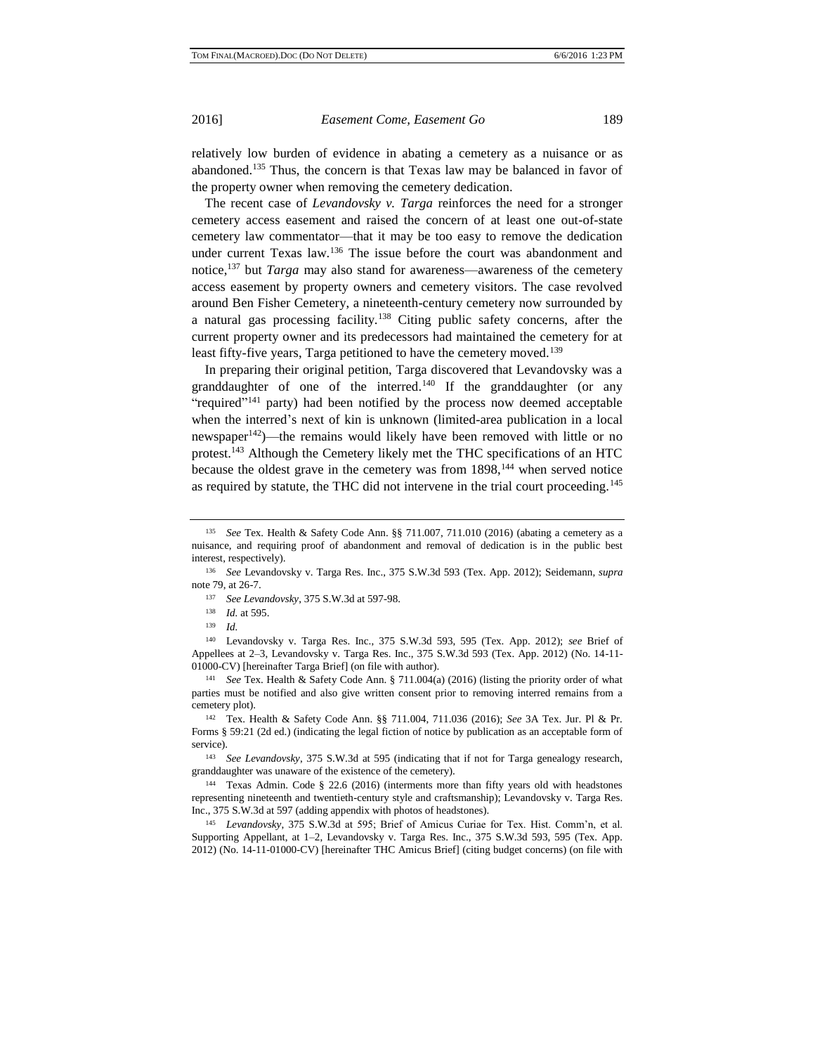relatively low burden of evidence in abating a cemetery as a nuisance or as abandoned.[135] Thus, the concern is that Texas law may be balanced in favor of the property owner when removing the cemetery dedication.

The recent case of *Levandovsky v. Targa* reinforces the need for a stronger cemetery access easement and raised the concern of at least one out-of-state cemetery law commentator—that it may be too easy to remove the dedication under current Texas law.[136] The issue before the court was abandonment and notice,[137] but *Targa* may also stand for awareness—awareness of the cemetery access easement by property owners and cemetery visitors. The case revolved around Ben Fisher Cemetery, a nineteenth-century cemetery now surrounded by a natural gas processing facility.[138] Citing public safety concerns, after the current property owner and its predecessors had maintained the cemetery for at least fifty-five years, Targa petitioned to have the cemetery moved.[139]

In preparing their original petition, Targa discovered that Levandovsky was a granddaughter of one of the interred.[140] If the granddaughter (or any "required"[141] party) had been notified by the process now deemed acceptable when the interred's next of kin is unknown (limited-area publication in a local newspaper[142])—the remains would likely have been removed with little or no protest.[143] Although the Cemetery likely met the THC specifications of an HTC because the oldest grave in the cemetery was from 1898,[144] when served notice as required by statute, the THC did not intervene in the trial court proceeding.[145]

---

[135] *See* Tex. Health & Safety Code Ann. §§ 711.007, 711.010 (2016) (abating a cemetery as a nuisance, and requiring proof of abandonment and removal of dedication is in the public best interest, respectively).

[136] *See* Levandovsky v. Targa Res. Inc., 375 S.W.3d 593 (Tex. App. 2012); Seidemann, *supra* note 79, at 26-7.

[137] *See Levandovsky*, 375 S.W.3d at 597-98.

[138] *Id.* at 595.

[139] *Id.*

[140] Levandovsky v. Targa Res. Inc., 375 S.W.3d 593, 595 (Tex. App. 2012); *see* Brief of Appellees at 2–3, Levandovsky v. Targa Res. Inc., 375 S.W.3d 593 (Tex. App. 2012) (No. 14-11-01000-CV) [hereinafter Targa Brief] (on file with author).

[141] *See* Tex. Health & Safety Code Ann. § 711.004(a) (2016) (listing the priority order of what parties must be notified and also give written consent prior to removing interred remains from a cemetery plot).

[142] Tex. Health & Safety Code Ann. §§ 711.004, 711.036 (2016); *See* 3A Tex. Jur. Pl & Pr. Forms § 59:21 (2d ed.) (indicating the legal fiction of notice by publication as an acceptable form of service).

[143] *See Levandovsky*, 375 S.W.3d at 595 (indicating that if not for Targa genealogy research, granddaughter was unaware of the existence of the cemetery).

[144] Texas Admin. Code § 22.6 (2016) (interments more than fifty years old with headstones representing nineteenth and twentieth-century style and craftsmanship); Levandovsky v. Targa Res. Inc., 375 S.W.3d at 597 (adding appendix with photos of headstones).

[145] *Levandovsky*, 375 S.W.3d at 595; Brief of Amicus Curiae for Tex. Hist. Comm'n, et al. Supporting Appellant, at 1–2, Levandovsky v. Targa Res. Inc., 375 S.W.3d 593, 595 (Tex. App. 2012) (No. 14-11-01000-CV) [hereinafter THC Amicus Brief] (citing budget concerns) (on file with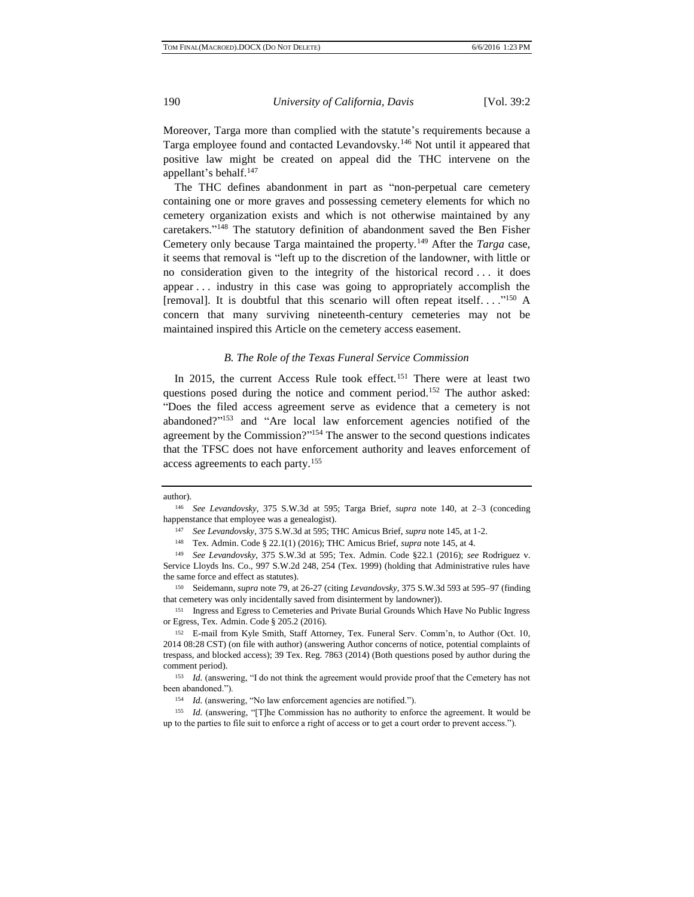Moreover, Targa more than complied with the statute's requirements because a Targa employee found and contacted Levandovsky.[146] Not until it appeared that positive law might be created on appeal did the THC intervene on the appellant's behalf.[147]

The THC defines abandonment in part as "non-perpetual care cemetery containing one or more graves and possessing cemetery elements for which no cemetery organization exists and which is not otherwise maintained by any caretakers."[148] The statutory definition of abandonment saved the Ben Fisher Cemetery only because Targa maintained the property.[149] After the *Targa* case, it seems that removal is "left up to the discretion of the landowner, with little or no consideration given to the integrity of the historical record . . . it does appear . . . industry in this case was going to appropriately accomplish the [removal]. It is doubtful that this scenario will often repeat itself. . . ."[150] A concern that many surviving nineteenth-century cemeteries may not be maintained inspired this Article on the cemetery access easement.

### *B. The Role of the Texas Funeral Service Commission*

In 2015, the current Access Rule took effect.[151] There were at least two questions posed during the notice and comment period.[152] The author asked: "Does the filed access agreement serve as evidence that a cemetery is not abandoned?"[153] and "Are local law enforcement agencies notified of the agreement by the Commission?"[154] The answer to the second questions indicates that the TFSC does not have enforcement authority and leaves enforcement of access agreements to each party.[155]

---

author).

[146] *See Levandovsky*, 375 S.W.3d at 595; Targa Brief, *supra* note 140, at 2–3 (conceding happenstance that employee was a genealogist).

[147] *See Levandovsky*, 375 S.W.3d at 595; THC Amicus Brief, *supra* note 145, at 1-2.

[148] Tex. Admin. Code § 22.1(1) (2016); THC Amicus Brief, *supra* note 145, at 4.

[149] *See Levandovsky*, 375 S.W.3d at 595; Tex. Admin. Code §22.1 (2016); *see* Rodriguez v. Service Lloyds Ins. Co., 997 S.W.2d 248, 254 (Tex. 1999) (holding that Administrative rules have the same force and effect as statutes).

[150] Seidemann, *supra* note 79, at 26-27 (citing *Levandovsky*, 375 S.W.3d 593 at 595–97 (finding that cemetery was only incidentally saved from disinterment by landowner)).

[151] Ingress and Egress to Cemeteries and Private Burial Grounds Which Have No Public Ingress or Egress, Tex. Admin. Code § 205.2 (2016).

[152] E-mail from Kyle Smith, Staff Attorney, Tex. Funeral Serv. Comm'n, to Author (Oct. 10, 2014 08:28 CST) (on file with author) (answering Author concerns of notice, potential complaints of trespass, and blocked access); 39 Tex. Reg. 7863 (2014) (Both questions posed by author during the comment period).

[153] *Id.* (answering, "I do not think the agreement would provide proof that the Cemetery has not been abandoned.").

[154] *Id.* (answering, "No law enforcement agencies are notified.").

[155] *Id.* (answering, "[T]he Commission has no authority to enforce the agreement. It would be up to the parties to file suit to enforce a right of access or to get a court order to prevent access.").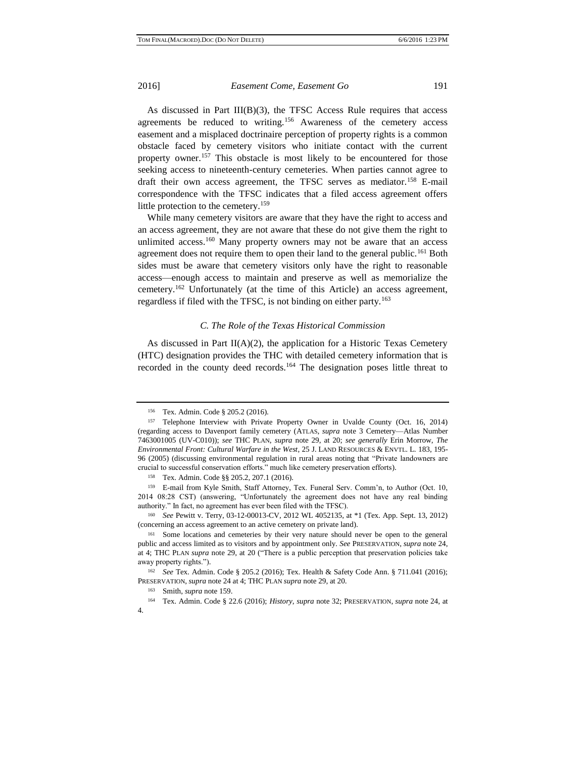As discussed in Part III(B)(3), the TFSC Access Rule requires that access agreements be reduced to writing.[156] Awareness of the cemetery access easement and a misplaced doctrinaire perception of property rights is a common obstacle faced by cemetery visitors who initiate contact with the current property owner.[157] This obstacle is most likely to be encountered for those seeking access to nineteenth-century cemeteries. When parties cannot agree to draft their own access agreement, the TFSC serves as mediator.[158] E-mail correspondence with the TFSC indicates that a filed access agreement offers little protection to the cemetery.[159]

While many cemetery visitors are aware that they have the right to access and an access agreement, they are not aware that these do not give them the right to unlimited access.[160] Many property owners may not be aware that an access agreement does not require them to open their land to the general public.[161] Both sides must be aware that cemetery visitors only have the right to reasonable access—enough access to maintain and preserve as well as memorialize the cemetery.[162] Unfortunately (at the time of this Article) an access agreement, regardless if filed with the TFSC, is not binding on either party.[163]

### *C. The Role of the Texas Historical Commission*

As discussed in Part II(A)(2), the application for a Historic Texas Cemetery (HTC) designation provides the THC with detailed cemetery information that is recorded in the county deed records.[164] The designation poses little threat to

---

[156] Tex. Admin. Code § 205.2 (2016).

[157] Telephone Interview with Private Property Owner in Uvalde County (Oct. 16, 2014) (regarding access to Davenport family cemetery (ATLAS, *supra* note 3 Cemetery—Atlas Number 7463001005 (UV-C010)); *see* THC PLAN, *supra* note 29, at 20; *see generally* Erin Morrow, *The Environmental Front: Cultural Warfare in the West*, 25 J. LAND RESOURCES & ENVTL. L. 183, 195-96 (2005) (discussing environmental regulation in rural areas noting that "Private landowners are crucial to successful conservation efforts." much like cemetery preservation efforts).

[158] Tex. Admin. Code §§ 205.2, 207.1 (2016).

[159] E-mail from Kyle Smith, Staff Attorney, Tex. Funeral Serv. Comm'n, to Author (Oct. 10, 2014 08:28 CST) (answering, "Unfortunately the agreement does not have any real binding authority." In fact, no agreement has ever been filed with the TFSC).

[160] *See* Pewitt v. Terry, 03-12-00013-CV, 2012 WL 4052135, at *1 (Tex. App. Sept. 13, 2012) (concerning an access agreement to an active cemetery on private land).

[161] Some locations and cemeteries by their very nature should never be open to the general public and access limited as to visitors and by appointment only. *See* PRESERVATION, *supra* note 24, at 4; THC PLAN *supra* note 29, at 20 ("There is a public perception that preservation policies take away property rights.").

[162] *See* Tex. Admin. Code § 205.2 (2016); Tex. Health & Safety Code Ann. § 711.041 (2016); PRESERVATION, *supra* note 24 at 4; THC PLAN *supra* note 29, at 20.

[163] Smith, *supra* note 159.

[164] Tex. Admin. Code § 22.6 (2016); *History*, *supra* note 32; PRESERVATION, *supra* note 24, at 4.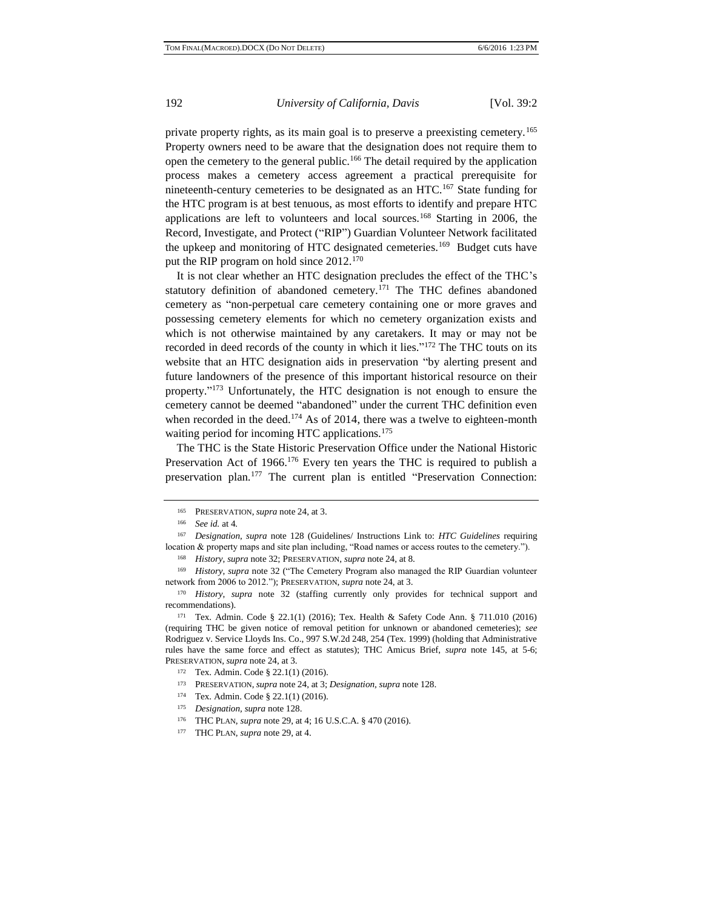private property rights, as its main goal is to preserve a preexisting cemetery.[165] Property owners need to be aware that the designation does not require them to open the cemetery to the general public.[166] The detail required by the application process makes a cemetery access agreement a practical prerequisite for nineteenth-century cemeteries to be designated as an HTC.[167] State funding for the HTC program is at best tenuous, as most efforts to identify and prepare HTC applications are left to volunteers and local sources.[168] Starting in 2006, the Record, Investigate, and Protect ("RIP") Guardian Volunteer Network facilitated the upkeep and monitoring of HTC designated cemeteries.[169] Budget cuts have put the RIP program on hold since 2012.[170]

It is not clear whether an HTC designation precludes the effect of the THC's statutory definition of abandoned cemetery.[171] The THC defines abandoned cemetery as "non-perpetual care cemetery containing one or more graves and possessing cemetery elements for which no cemetery organization exists and which is not otherwise maintained by any caretakers. It may or may not be recorded in deed records of the county in which it lies."[172] The THC touts on its website that an HTC designation aids in preservation "by alerting present and future landowners of the presence of this important historical resource on their property."[173] Unfortunately, the HTC designation is not enough to ensure the cemetery cannot be deemed "abandoned" under the current THC definition even when recorded in the deed.[174] As of 2014, there was a twelve to eighteen-month waiting period for incoming HTC applications.[175]

The THC is the State Historic Preservation Office under the National Historic Preservation Act of 1966.[176] Every ten years the THC is required to publish a preservation plan.[177] The current plan is entitled "Preservation Connection:

---

165 PRESERVATION, *supra* note 24, at 3.

166 *See id.* at 4.

167 *Designation*, *supra* note 128 (Guidelines/ Instructions Link to: *HTC Guidelines* requiring location & property maps and site plan including, "Road names or access routes to the cemetery.").

168 *History*, *supra* note 32; PRESERVATION, *supra* note 24, at 8.

169 *History*, *supra* note 32 ("The Cemetery Program also managed the RIP Guardian volunteer network from 2006 to 2012."); PRESERVATION, *supra* note 24, at 3.

170 *History*, *supra* note 32 (staffing currently only provides for technical support and recommendations).

171 Tex. Admin. Code § 22.1(1) (2016); Tex. Health & Safety Code Ann. § 711.010 (2016) (requiring THC be given notice of removal petition for unknown or abandoned cemeteries); *see* Rodriguez v. Service Lloyds Ins. Co., 997 S.W.2d 248, 254 (Tex. 1999) (holding that Administrative rules have the same force and effect as statutes); THC Amicus Brief, *supra* note 145, at 5-6; PRESERVATION, *supra* note 24, at 3.

172 Tex. Admin. Code § 22.1(1) (2016).

173 PRESERVATION, *supra* note 24, at 3; *Designation*, *supra* note 128.

174 Tex. Admin. Code § 22.1(1) (2016).

175 *Designation*, *supra* note 128.

176 THC PLAN, *supra* note 29, at 4; 16 U.S.C.A. § 470 (2016).

177 THC PLAN, *supra* note 29, at 4.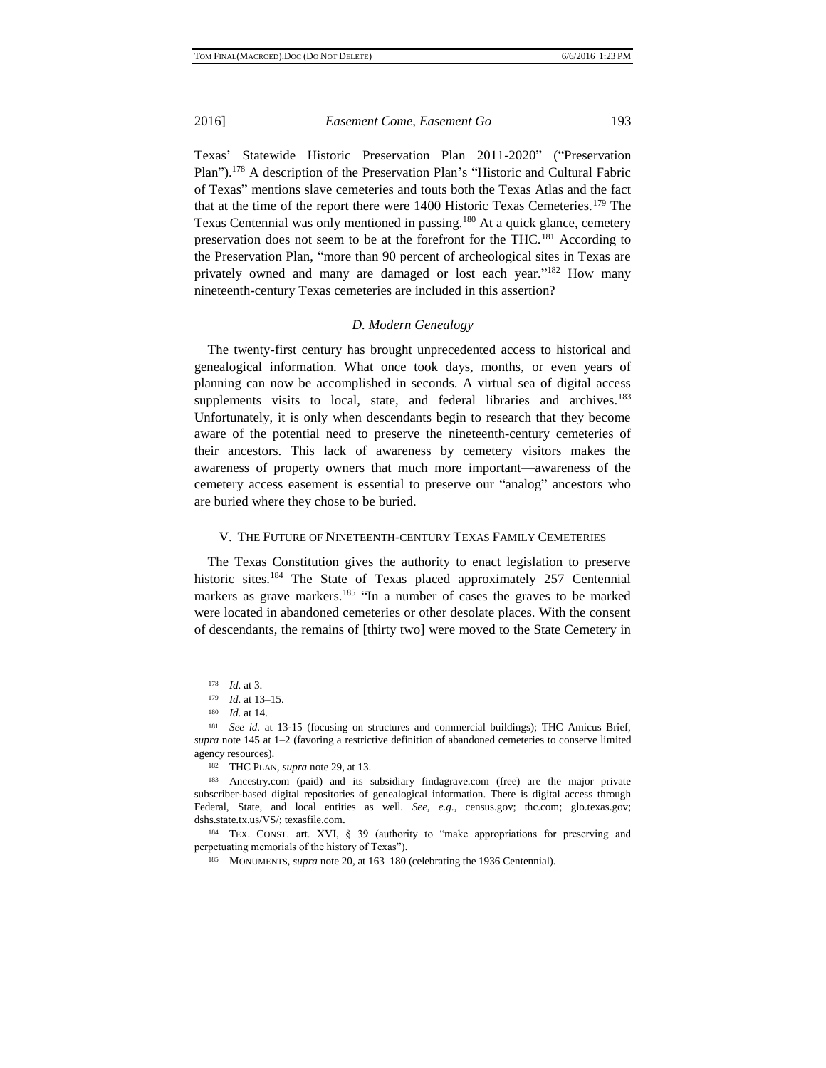Texas' Statewide Historic Preservation Plan 2011-2020" ("Preservation Plan").[178] A description of the Preservation Plan's "Historic and Cultural Fabric of Texas" mentions slave cemeteries and touts both the Texas Atlas and the fact that at the time of the report there were 1400 Historic Texas Cemeteries.[179] The Texas Centennial was only mentioned in passing.[180] At a quick glance, cemetery preservation does not seem to be at the forefront for the THC.[181] According to the Preservation Plan, "more than 90 percent of archeological sites in Texas are privately owned and many are damaged or lost each year."[182] How many nineteenth-century Texas cemeteries are included in this assertion?

### *D. Modern Genealogy*

The twenty-first century has brought unprecedented access to historical and genealogical information. What once took days, months, or even years of planning can now be accomplished in seconds. A virtual sea of digital access supplements visits to local, state, and federal libraries and archives.[183] Unfortunately, it is only when descendants begin to research that they become aware of the potential need to preserve the nineteenth-century cemeteries of their ancestors. This lack of awareness by cemetery visitors makes the awareness of property owners that much more important—awareness of the cemetery access easement is essential to preserve our "analog" ancestors who are buried where they chose to be buried.

## V. The Future of Nineteenth-century Texas Family Cemeteries

The Texas Constitution gives the authority to enact legislation to preserve historic sites.[184] The State of Texas placed approximately 257 Centennial markers as grave markers.[185] "In a number of cases the graves to be marked were located in abandoned cemeteries or other desolate places. With the consent of descendants, the remains of [thirty two] were moved to the State Cemetery in

---

[178] *Id.* at 3.

[179] *Id.* at 13–15.

[180] *Id.* at 14.

[181] *See id.* at 13-15 (focusing on structures and commercial buildings); THC Amicus Brief, *supra* note 145 at 1–2 (favoring a restrictive definition of abandoned cemeteries to conserve limited agency resources).

[182] THC Plan, *supra* note 29, at 13.

[183] Ancestry.com (paid) and its subsidiary findagrave.com (free) are the major private subscriber-based digital repositories of genealogical information. There is digital access through Federal, State, and local entities as well. *See, e.g.*, census.gov; thc.com; glo.texas.gov; dshs.state.tx.us/VS/; texasfile.com.

[184] Tex. Const. art. XVI, § 39 (authority to "make appropriations for preserving and perpetuating memorials of the history of Texas").

[185] Monuments, *supra* note 20, at 163–180 (celebrating the 1936 Centennial).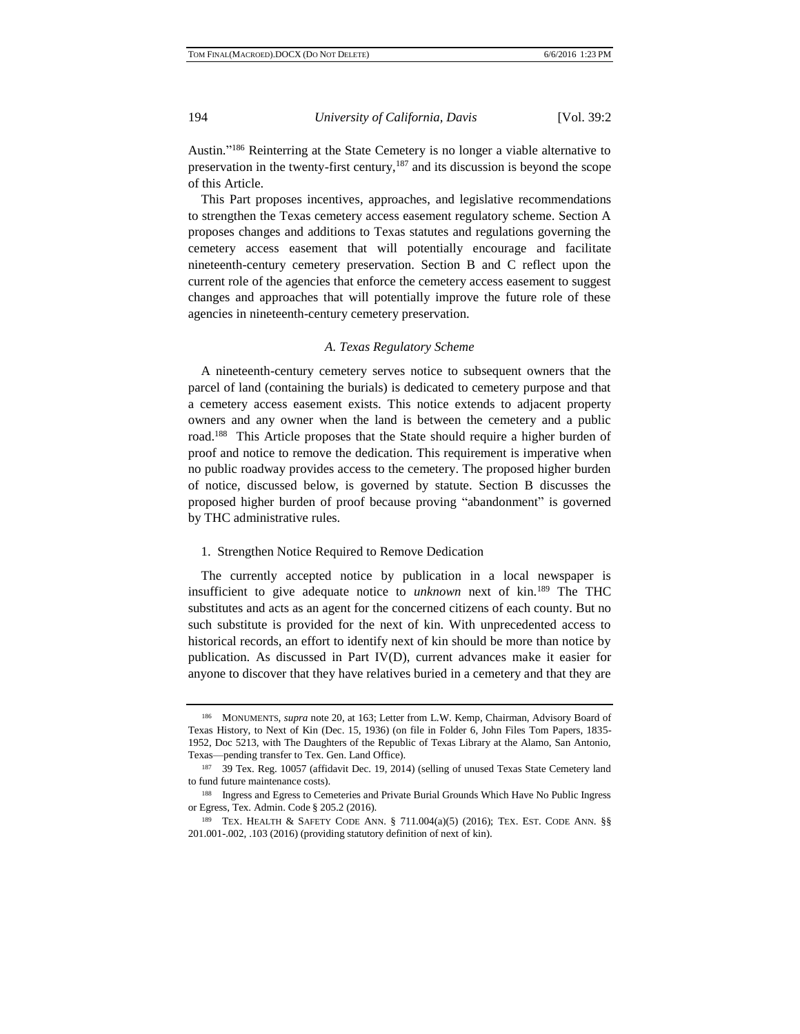Austin."[186] Reinterring at the State Cemetery is no longer a viable alternative to preservation in the twenty-first century,[187] and its discussion is beyond the scope of this Article.

This Part proposes incentives, approaches, and legislative recommendations to strengthen the Texas cemetery access easement regulatory scheme. Section A proposes changes and additions to Texas statutes and regulations governing the cemetery access easement that will potentially encourage and facilitate nineteenth-century cemetery preservation. Section B and C reflect upon the current role of the agencies that enforce the cemetery access easement to suggest changes and approaches that will potentially improve the future role of these agencies in nineteenth-century cemetery preservation.

### *A. Texas Regulatory Scheme*

A nineteenth-century cemetery serves notice to subsequent owners that the parcel of land (containing the burials) is dedicated to cemetery purpose and that a cemetery access easement exists. This notice extends to adjacent property owners and any owner when the land is between the cemetery and a public road.[188] This Article proposes that the State should require a higher burden of proof and notice to remove the dedication. This requirement is imperative when no public roadway provides access to the cemetery. The proposed higher burden of notice, discussed below, is governed by statute. Section B discusses the proposed higher burden of proof because proving "abandonment" is governed by THC administrative rules.

#### 1. Strengthen Notice Required to Remove Dedication

The currently accepted notice by publication in a local newspaper is insufficient to give adequate notice to *unknown* next of kin.[189] The THC substitutes and acts as an agent for the concerned citizens of each county. But no such substitute is provided for the next of kin. With unprecedented access to historical records, an effort to identify next of kin should be more than notice by publication. As discussed in Part IV(D), current advances make it easier for anyone to discover that they have relatives buried in a cemetery and that they are

---

[186] MONUMENTS, *supra* note 20, at 163; Letter from L.W. Kemp, Chairman, Advisory Board of Texas History, to Next of Kin (Dec. 15, 1936) (on file in Folder 6, John Files Tom Papers, 1835-1952, Doc 5213, with The Daughters of the Republic of Texas Library at the Alamo, San Antonio, Texas—pending transfer to Tex. Gen. Land Office).

[187] 39 Tex. Reg. 10057 (affidavit Dec. 19, 2014) (selling of unused Texas State Cemetery land to fund future maintenance costs).

[188] Ingress and Egress to Cemeteries and Private Burial Grounds Which Have No Public Ingress or Egress, Tex. Admin. Code § 205.2 (2016).

[189] TEX. HEALTH & SAFETY CODE ANN. § 711.004(a)(5) (2016); TEX. EST. CODE ANN. §§ 201.001-.002, .103 (2016) (providing statutory definition of next of kin).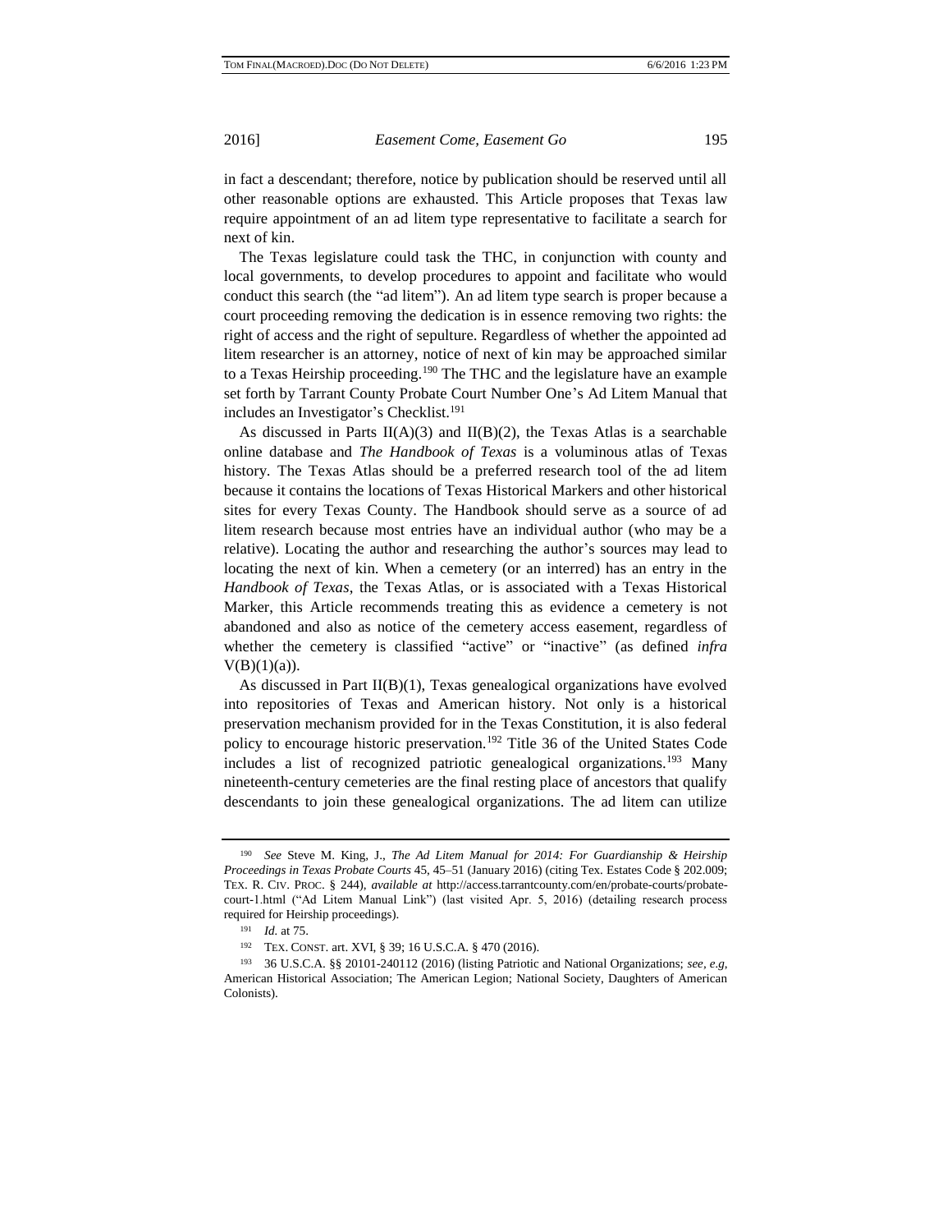in fact a descendant; therefore, notice by publication should be reserved until all other reasonable options are exhausted. This Article proposes that Texas law require appointment of an ad litem type representative to facilitate a search for next of kin.

The Texas legislature could task the THC, in conjunction with county and local governments, to develop procedures to appoint and facilitate who would conduct this search (the "ad litem"). An ad litem type search is proper because a court proceeding removing the dedication is in essence removing two rights: the right of access and the right of sepulture. Regardless of whether the appointed ad litem researcher is an attorney, notice of next of kin may be approached similar to a Texas Heirship proceeding.[190] The THC and the legislature have an example set forth by Tarrant County Probate Court Number One's Ad Litem Manual that includes an Investigator's Checklist.[191]

As discussed in Parts II(A)(3) and II(B)(2), the Texas Atlas is a searchable online database and *The Handbook of Texas* is a voluminous atlas of Texas history. The Texas Atlas should be a preferred research tool of the ad litem because it contains the locations of Texas Historical Markers and other historical sites for every Texas County. The Handbook should serve as a source of ad litem research because most entries have an individual author (who may be a relative). Locating the author and researching the author's sources may lead to locating the next of kin. When a cemetery (or an interred) has an entry in the *Handbook of Texas*, the Texas Atlas, or is associated with a Texas Historical Marker, this Article recommends treating this as evidence a cemetery is not abandoned and also as notice of the cemetery access easement, regardless of whether the cemetery is classified "active" or "inactive" (as defined *infra* V(B)(1)(a)).

As discussed in Part II(B)(1), Texas genealogical organizations have evolved into repositories of Texas and American history. Not only is a historical preservation mechanism provided for in the Texas Constitution, it is also federal policy to encourage historic preservation.[192] Title 36 of the United States Code includes a list of recognized patriotic genealogical organizations.[193] Many nineteenth-century cemeteries are the final resting place of ancestors that qualify descendants to join these genealogical organizations. The ad litem can utilize

---

[190] *See* Steve M. King, J., *The Ad Litem Manual for 2014: For Guardianship & Heirship Proceedings in Texas Probate Courts* 45, 45–51 (January 2016) (citing Tex. Estates Code § 202.009; TEX. R. CIV. PROC. § 244), *available at* http://access.tarrantcounty.com/en/probate-courts/probate-court-1.html ("Ad Litem Manual Link") (last visited Apr. 5, 2016) (detailing research process required for Heirship proceedings).

[191] *Id.* at 75.

[192] TEX. CONST. art. XVI, § 39; 16 U.S.C.A. § 470 (2016).

[193] 36 U.S.C.A. §§ 20101-240112 (2016) (listing Patriotic and National Organizations; *see, e.g,* American Historical Association; The American Legion; National Society, Daughters of American Colonists).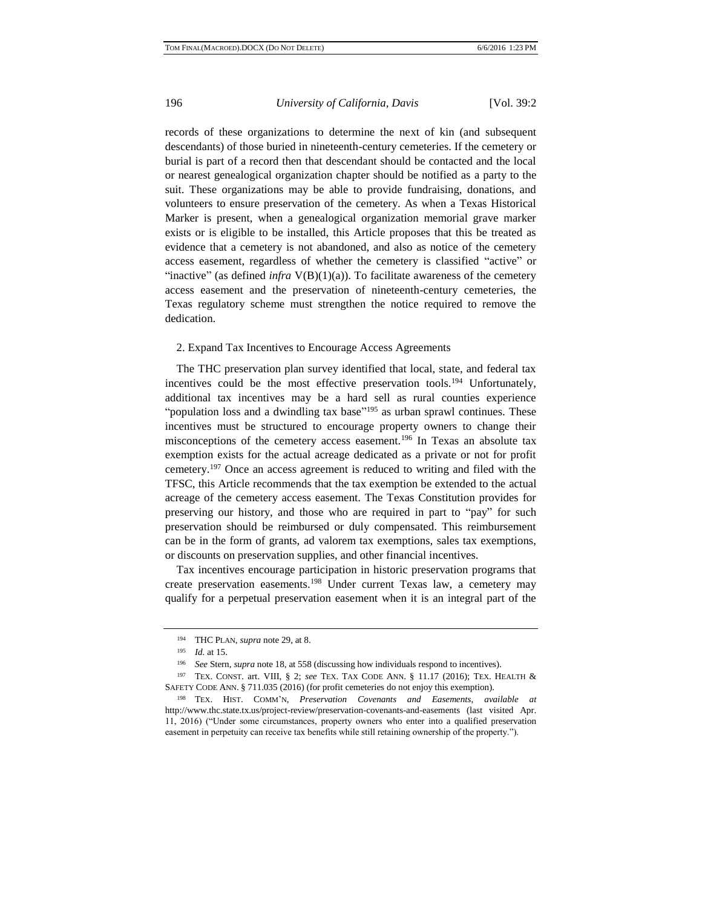records of these organizations to determine the next of kin (and subsequent descendants) of those buried in nineteenth-century cemeteries. If the cemetery or burial is part of a record then that descendant should be contacted and the local or nearest genealogical organization chapter should be notified as a party to the suit. These organizations may be able to provide fundraising, donations, and volunteers to ensure preservation of the cemetery. As when a Texas Historical Marker is present, when a genealogical organization memorial grave marker exists or is eligible to be installed, this Article proposes that this be treated as evidence that a cemetery is not abandoned, and also as notice of the cemetery access easement, regardless of whether the cemetery is classified "active" or "inactive" (as defined *infra* V(B)(1)(a)). To facilitate awareness of the cemetery access easement and the preservation of nineteenth-century cemeteries, the Texas regulatory scheme must strengthen the notice required to remove the dedication.

2. Expand Tax Incentives to Encourage Access Agreements

The THC preservation plan survey identified that local, state, and federal tax incentives could be the most effective preservation tools.[194] Unfortunately, additional tax incentives may be a hard sell as rural counties experience "population loss and a dwindling tax base"[195] as urban sprawl continues. These incentives must be structured to encourage property owners to change their misconceptions of the cemetery access easement.[196] In Texas an absolute tax exemption exists for the actual acreage dedicated as a private or not for profit cemetery.[197] Once an access agreement is reduced to writing and filed with the TFSC, this Article recommends that the tax exemption be extended to the actual acreage of the cemetery access easement. The Texas Constitution provides for preserving our history, and those who are required in part to "pay" for such preservation should be reimbursed or duly compensated. This reimbursement can be in the form of grants, ad valorem tax exemptions, sales tax exemptions, or discounts on preservation supplies, and other financial incentives.

Tax incentives encourage participation in historic preservation programs that create preservation easements.[198] Under current Texas law, a cemetery may qualify for a perpetual preservation easement when it is an integral part of the

---

[194] THC PLAN, *supra* note 29, at 8.

[195] *Id.* at 15.

[196] *See* Stern, *supra* note 18, at 558 (discussing how individuals respond to incentives).

[197] TEX. CONST. art. VIII, § 2; *see* TEX. TAX CODE ANN. § 11.17 (2016); TEX. HEALTH & SAFETY CODE ANN. § 711.035 (2016) (for profit cemeteries do not enjoy this exemption).

[198] TEX. HIST. COMM'N, *Preservation Covenants and Easements*, *available at* http://www.thc.state.tx.us/project-review/preservation-covenants-and-easements (last visited Apr. 11, 2016) ("Under some circumstances, property owners who enter into a qualified preservation easement in perpetuity can receive tax benefits while still retaining ownership of the property.").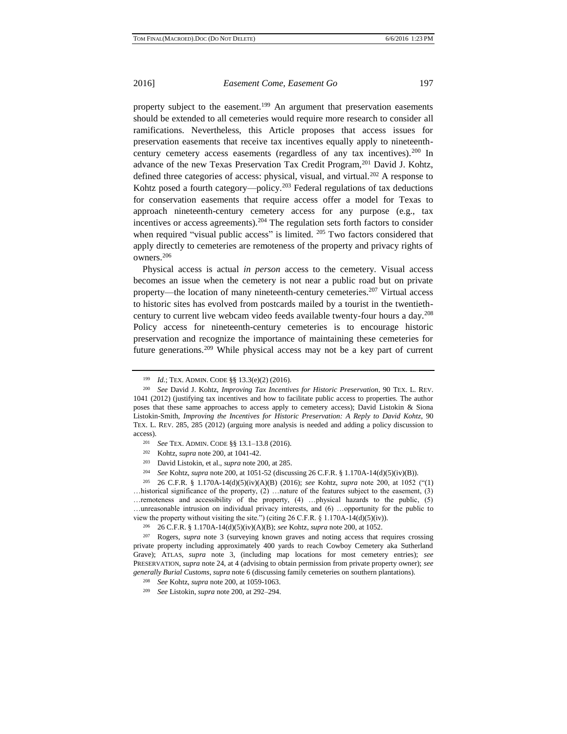property subject to the easement.[199] An argument that preservation easements should be extended to all cemeteries would require more research to consider all ramifications. Nevertheless, this Article proposes that access issues for preservation easements that receive tax incentives equally apply to nineteenth-century cemetery access easements (regardless of any tax incentives).[200] In advance of the new Texas Preservation Tax Credit Program,[201] David J. Kohtz, defined three categories of access: physical, visual, and virtual.[202] A response to Kohtz posed a fourth category—policy.[203] Federal regulations of tax deductions for conservation easements that require access offer a model for Texas to approach nineteenth-century cemetery access for any purpose (e.g., tax incentives or access agreements).[204] The regulation sets forth factors to consider when required "visual public access" is limited. [205] Two factors considered that apply directly to cemeteries are remoteness of the property and privacy rights of owners.[206]

Physical access is actual *in person* access to the cemetery. Visual access becomes an issue when the cemetery is not near a public road but on private property—the location of many nineteenth-century cemeteries.[207] Virtual access to historic sites has evolved from postcards mailed by a tourist in the twentieth-century to current live webcam video feeds available twenty-four hours a day.[208] Policy access for nineteenth-century cemeteries is to encourage historic preservation and recognize the importance of maintaining these cemeteries for future generations.[209] While physical access may not be a key part of current

---

[199] *Id.*; TEX. ADMIN. CODE §§ 13.3(e)(2) (2016).

[200] *See* David J. Kohtz, *Improving Tax Incentives for Historic Preservation*, 90 TEX. L. REV. 1041 (2012) (justifying tax incentives and how to facilitate public access to properties. The author poses that these same approaches to access apply to cemetery access); David Listokin & Siona Listokin-Smith, *Improving the Incentives for Historic Preservation: A Reply to David Kohtz*, 90 TEX. L. REV. 285, 285 (2012) (arguing more analysis is needed and adding a policy discussion to access).

[201] *See* TEX. ADMIN. CODE §§ 13.1–13.8 (2016).

[202] Kohtz, *supra* note 200, at 1041-42.

[203] David Listokin, et al., *supra* note 200, at 285.

[204] *See* Kohtz, *supra* note 200, at 1051-52 (discussing 26 C.F.R. § 1.170A-14(d)(5)(iv)(B)).

[205] 26 C.F.R. § 1.170A-14(d)(5)(iv)(A)(B) (2016); *see* Kohtz, *supra* note 200, at 1052 ("(1) …historical significance of the property, (2) …nature of the features subject to the easement, (3) …remoteness and accessibility of the property, (4) …physical hazards to the public, (5) …unreasonable intrusion on individual privacy interests, and (6) …opportunity for the public to view the property without visiting the site.") (citing 26 C.F.R. § 1.170A-14(d)(5)(iv)).

[206] 26 C.F.R. § 1.170A-14(d)(5)(iv)(A)(B); *see* Kohtz, *supra* note 200, at 1052.

[207] Rogers, *supra* note 3 (surveying known graves and noting access that requires crossing private property including approximately 400 yards to reach Cowboy Cemetery aka Sutherland Grave); ATLAS, *supra* note 3, (including map locations for most cemetery entries); *see* PRESERVATION, *supra* note 24, at 4 (advising to obtain permission from private property owner); *see generally Burial Customs*, *supra* note 6 (discussing family cemeteries on southern plantations).

[208] *See* Kohtz, *supra* note 200, at 1059-1063.

[209] *See* Listokin, *supra* note 200, at 292–294.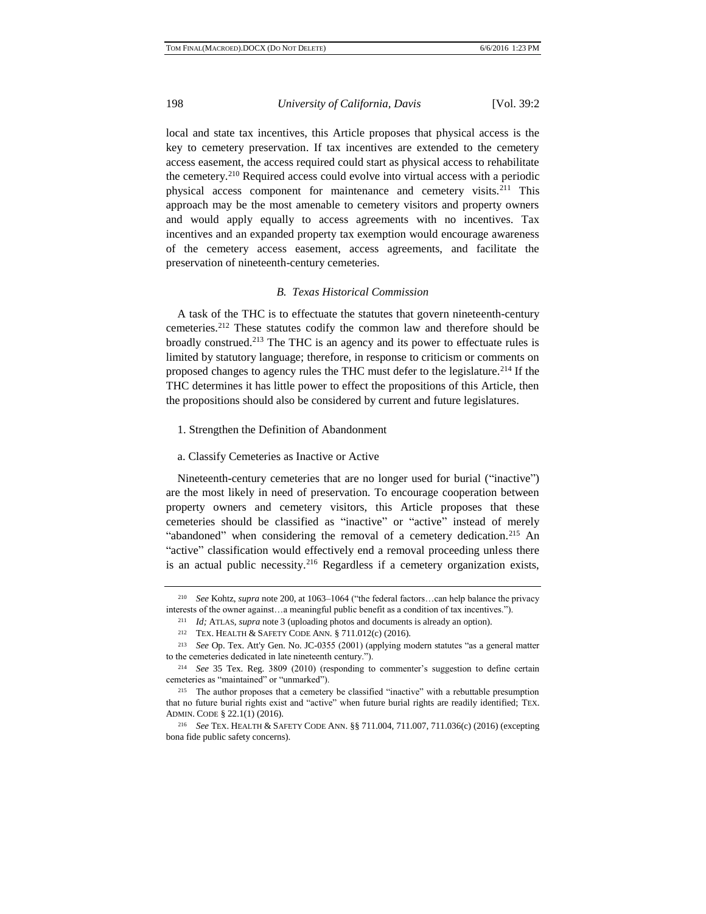local and state tax incentives, this Article proposes that physical access is the key to cemetery preservation. If tax incentives are extended to the cemetery access easement, the access required could start as physical access to rehabilitate the cemetery.[210] Required access could evolve into virtual access with a periodic physical access component for maintenance and cemetery visits.[211] This approach may be the most amenable to cemetery visitors and property owners and would apply equally to access agreements with no incentives. Tax incentives and an expanded property tax exemption would encourage awareness of the cemetery access easement, access agreements, and facilitate the preservation of nineteenth-century cemeteries.

### *B. Texas Historical Commission*

A task of the THC is to effectuate the statutes that govern nineteenth-century cemeteries.[212] These statutes codify the common law and therefore should be broadly construed.[213] The THC is an agency and its power to effectuate rules is limited by statutory language; therefore, in response to criticism or comments on proposed changes to agency rules the THC must defer to the legislature.[214] If the THC determines it has little power to effect the propositions of this Article, then the propositions should also be considered by current and future legislatures.

#### 1. Strengthen the Definition of Abandonment

##### a. Classify Cemeteries as Inactive or Active

Nineteenth-century cemeteries that are no longer used for burial ("inactive") are the most likely in need of preservation. To encourage cooperation between property owners and cemetery visitors, this Article proposes that these cemeteries should be classified as "inactive" or "active" instead of merely "abandoned" when considering the removal of a cemetery dedication.[215] An "active" classification would effectively end a removal proceeding unless there is an actual public necessity.[216] Regardless if a cemetery organization exists,

---

[210] *See* Kohtz, *supra* note 200, at 1063–1064 ("the federal factors…can help balance the privacy interests of the owner against…a meaningful public benefit as a condition of tax incentives.").

[211] *Id;* ATLAS, *supra* note 3 (uploading photos and documents is already an option).

[212] TEX. HEALTH & SAFETY CODE ANN. § 711.012(c) (2016).

[213] *See* Op. Tex. Att'y Gen. No. JC-0355 (2001) (applying modern statutes "as a general matter to the cemeteries dedicated in late nineteenth century.").

[214] *See* 35 Tex. Reg. 3809 (2010) (responding to commenter's suggestion to define certain cemeteries as "maintained" or "unmarked").

[215] The author proposes that a cemetery be classified "inactive" with a rebuttable presumption that no future burial rights exist and "active" when future burial rights are readily identified; TEX. ADMIN. CODE § 22.1(1) (2016).

[216] *See* TEX. HEALTH & SAFETY CODE ANN. §§ 711.004, 711.007, 711.036(c) (2016) (excepting bona fide public safety concerns).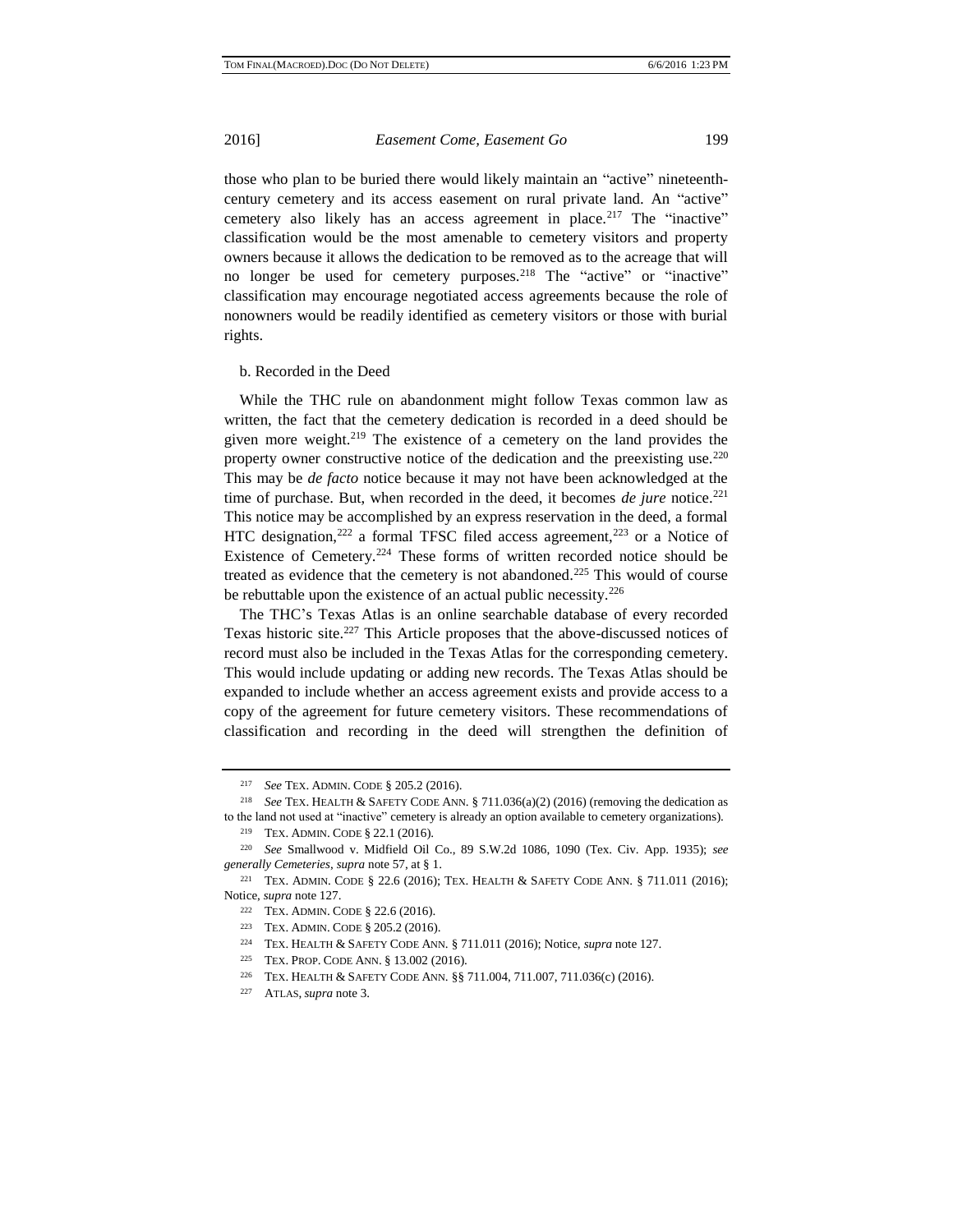those who plan to be buried there would likely maintain an "active" nineteenth-century cemetery and its access easement on rural private land. An "active" cemetery also likely has an access agreement in place.[217] The "inactive" classification would be the most amenable to cemetery visitors and property owners because it allows the dedication to be removed as to the acreage that will no longer be used for cemetery purposes.[218] The "active" or "inactive" classification may encourage negotiated access agreements because the role of nonowners would be readily identified as cemetery visitors or those with burial rights.

b. Recorded in the Deed

While the THC rule on abandonment might follow Texas common law as written, the fact that the cemetery dedication is recorded in a deed should be given more weight.[219] The existence of a cemetery on the land provides the property owner constructive notice of the dedication and the preexisting use.[220] This may be *de facto* notice because it may not have been acknowledged at the time of purchase. But, when recorded in the deed, it becomes *de jure* notice.[221] This notice may be accomplished by an express reservation in the deed, a formal HTC designation,[222] a formal TFSC filed access agreement,[223] or a Notice of Existence of Cemetery.[224] These forms of written recorded notice should be treated as evidence that the cemetery is not abandoned.[225] This would of course be rebuttable upon the existence of an actual public necessity.[226]

The THC's Texas Atlas is an online searchable database of every recorded Texas historic site.[227] This Article proposes that the above-discussed notices of record must also be included in the Texas Atlas for the corresponding cemetery. This would include updating or adding new records. The Texas Atlas should be expanded to include whether an access agreement exists and provide access to a copy of the agreement for future cemetery visitors. These recommendations of classification and recording in the deed will strengthen the definition of

---

[217] *See* TEX. ADMIN. CODE § 205.2 (2016).

[218] *See* TEX. HEALTH & SAFETY CODE ANN. § 711.036(a)(2) (2016) (removing the dedication as to the land not used at "inactive" cemetery is already an option available to cemetery organizations).

[219] TEX. ADMIN. CODE § 22.1 (2016).

[220] *See* Smallwood v. Midfield Oil Co., 89 S.W.2d 1086, 1090 (Tex. Civ. App. 1935); *see generally Cemeteries*, *supra* note 57, at § 1.

[221] TEX. ADMIN. CODE § 22.6 (2016); TEX. HEALTH & SAFETY CODE ANN. § 711.011 (2016); Notice, *supra* note 127.

[222] TEX. ADMIN. CODE § 22.6 (2016).

[223] TEX. ADMIN. CODE § 205.2 (2016).

[224] TEX. HEALTH & SAFETY CODE ANN. § 711.011 (2016); Notice, *supra* note 127.

[225] TEX. PROP. CODE ANN. § 13.002 (2016).

[226] TEX. HEALTH & SAFETY CODE ANN. §§ 711.004, 711.007, 711.036(c) (2016).

[227] ATLAS, *supra* note 3.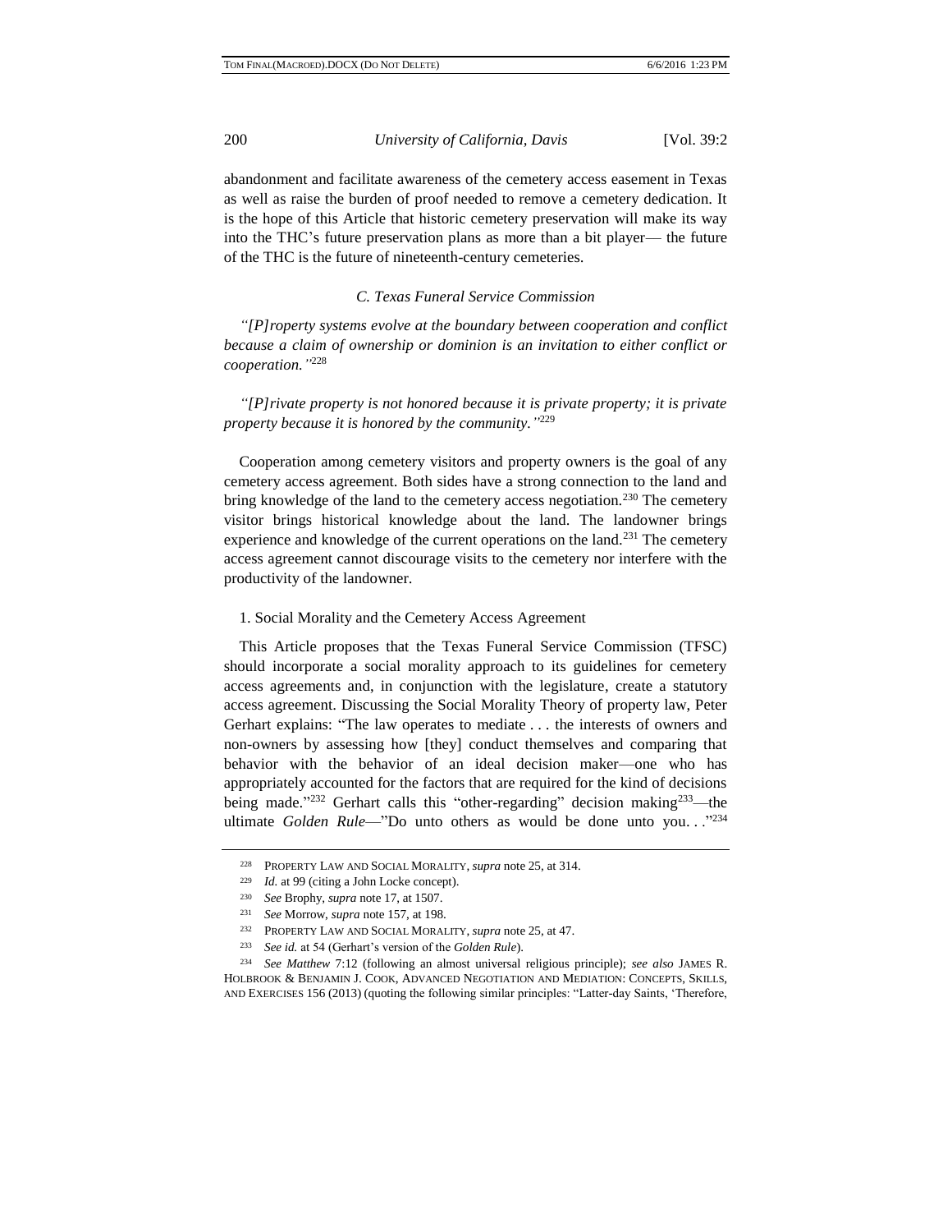abandonment and facilitate awareness of the cemetery access easement in Texas as well as raise the burden of proof needed to remove a cemetery dedication. It is the hope of this Article that historic cemetery preservation will make its way into the THC's future preservation plans as more than a bit player— the future of the THC is the future of nineteenth-century cemeteries.

### *C. Texas Funeral Service Commission*

*"[P]roperty systems evolve at the boundary between cooperation and conflict because a claim of ownership or dominion is an invitation to either conflict or cooperation."*[228]

*"[P]rivate property is not honored because it is private property; it is private property because it is honored by the community."*[229]

Cooperation among cemetery visitors and property owners is the goal of any cemetery access agreement. Both sides have a strong connection to the land and bring knowledge of the land to the cemetery access negotiation.[230] The cemetery visitor brings historical knowledge about the land. The landowner brings experience and knowledge of the current operations on the land.[231] The cemetery access agreement cannot discourage visits to the cemetery nor interfere with the productivity of the landowner.

#### 1. Social Morality and the Cemetery Access Agreement

This Article proposes that the Texas Funeral Service Commission (TFSC) should incorporate a social morality approach to its guidelines for cemetery access agreements and, in conjunction with the legislature, create a statutory access agreement. Discussing the Social Morality Theory of property law, Peter Gerhart explains: "The law operates to mediate . . . the interests of owners and non-owners by assessing how [they] conduct themselves and comparing that behavior with the behavior of an ideal decision maker—one who has appropriately accounted for the factors that are required for the kind of decisions being made."[232] Gerhart calls this "other-regarding" decision making[233]—the ultimate *Golden Rule*—"Do unto others as would be done unto you. . ."[234]

---

[228] PROPERTY LAW AND SOCIAL MORALITY, *supra* note 25, at 314.

[229] *Id.* at 99 (citing a John Locke concept).

[230] *See* Brophy, *supra* note 17, at 1507.

[231] *See* Morrow, *supra* note 157, at 198.

[232] PROPERTY LAW AND SOCIAL MORALITY, *supra* note 25, at 47.

[233] *See id.* at 54 (Gerhart's version of the *Golden Rule*).

[234] *See Matthew* 7:12 (following an almost universal religious principle); *see also* JAMES R. HOLBROOK & BENJAMIN J. COOK, ADVANCED NEGOTIATION AND MEDIATION: CONCEPTS, SKILLS, AND EXERCISES 156 (2013) (quoting the following similar principles: "Latter-day Saints, 'Therefore,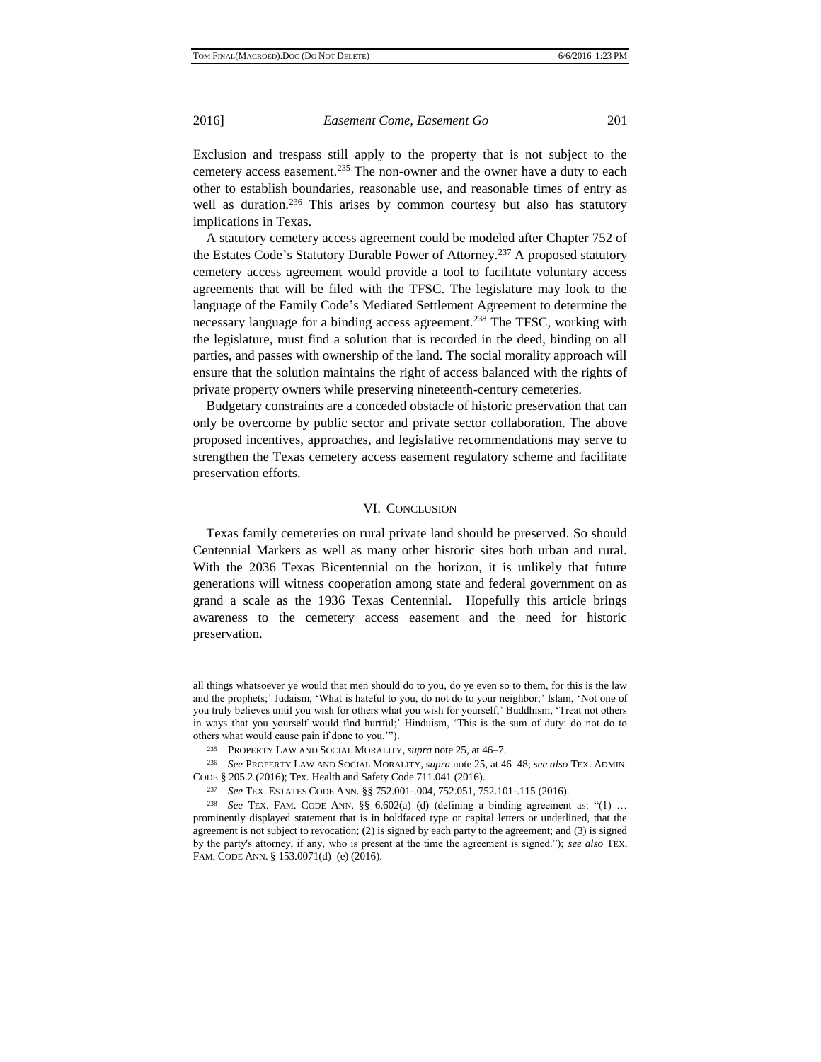Exclusion and trespass still apply to the property that is not subject to the cemetery access easement.[235] The non-owner and the owner have a duty to each other to establish boundaries, reasonable use, and reasonable times of entry as well as duration.[236] This arises by common courtesy but also has statutory implications in Texas.

A statutory cemetery access agreement could be modeled after Chapter 752 of the Estates Code's Statutory Durable Power of Attorney.[237] A proposed statutory cemetery access agreement would provide a tool to facilitate voluntary access agreements that will be filed with the TFSC. The legislature may look to the language of the Family Code's Mediated Settlement Agreement to determine the necessary language for a binding access agreement.[238] The TFSC, working with the legislature, must find a solution that is recorded in the deed, binding on all parties, and passes with ownership of the land. The social morality approach will ensure that the solution maintains the right of access balanced with the rights of private property owners while preserving nineteenth-century cemeteries.

Budgetary constraints are a conceded obstacle of historic preservation that can only be overcome by public sector and private sector collaboration. The above proposed incentives, approaches, and legislative recommendations may serve to strengthen the Texas cemetery access easement regulatory scheme and facilitate preservation efforts.

## VI. Conclusion

Texas family cemeteries on rural private land should be preserved. So should Centennial Markers as well as many other historic sites both urban and rural. With the 2036 Texas Bicentennial on the horizon, it is unlikely that future generations will witness cooperation among state and federal government on as grand a scale as the 1936 Texas Centennial. Hopefully this article brings awareness to the cemetery access easement and the need for historic preservation.

---

all things whatsoever ye would that men should do to you, do ye even so to them, for this is the law and the prophets;' Judaism, 'What is hateful to you, do not do to your neighbor;' Islam, 'Not one of you truly believes until you wish for others what you wish for yourself;' Buddhism, 'Treat not others in ways that you yourself would find hurtful;' Hinduism, 'This is the sum of duty: do not do to others what would cause pain if done to you.'").

[235] Property Law and Social Morality, *supra* note 25, at 46–7.

[236] *See* Property Law and Social Morality, *supra* note 25, at 46–48; *see also* Tex. Admin. Code § 205.2 (2016); Tex. Health and Safety Code 711.041 (2016).

[237] *See* Tex. Estates Code Ann. §§ 752.001-.004, 752.051, 752.101-.115 (2016).

[238] *See* Tex. Fam. Code Ann. §§ 6.602(a)–(d) (defining a binding agreement as: "(1) … prominently displayed statement that is in boldfaced type or capital letters or underlined, that the agreement is not subject to revocation; (2) is signed by each party to the agreement; and (3) is signed by the party's attorney, if any, who is present at the time the agreement is signed."); *see also* Tex. Fam. Code Ann. § 153.0071(d)–(e) (2016).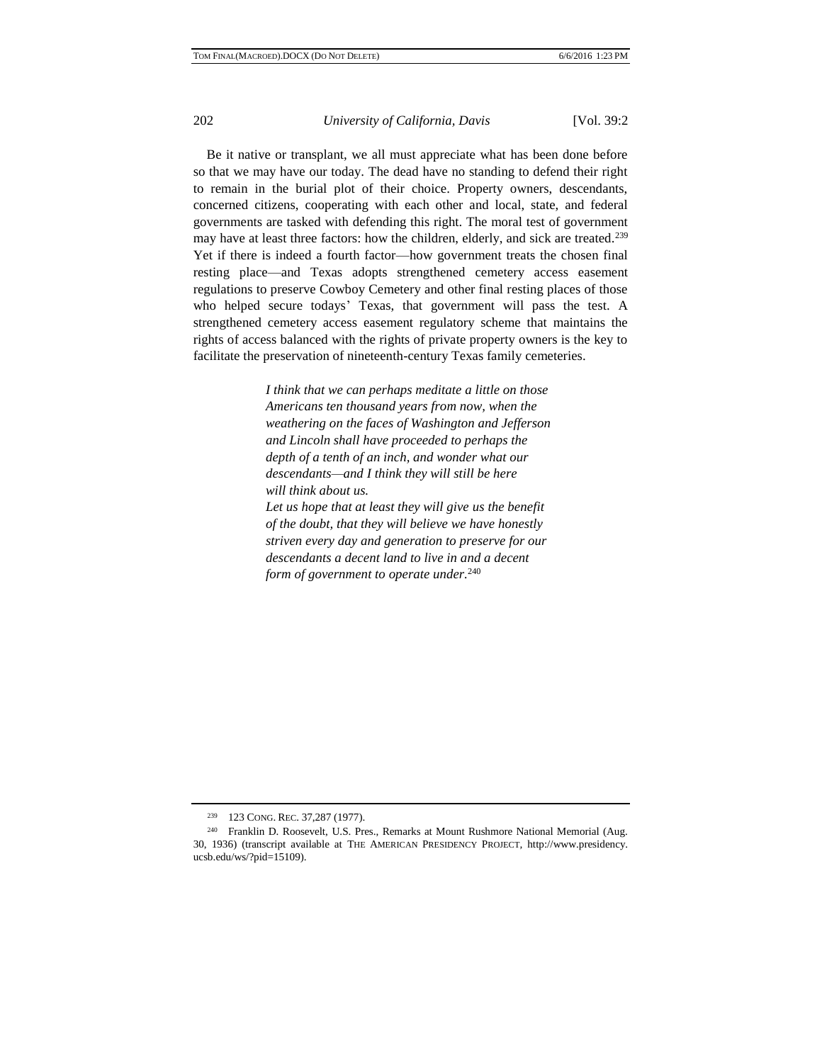Be it native or transplant, we all must appreciate what has been done before so that we may have our today. The dead have no standing to defend their right to remain in the burial plot of their choice. Property owners, descendants, concerned citizens, cooperating with each other and local, state, and federal governments are tasked with defending this right. The moral test of government may have at least three factors: how the children, elderly, and sick are treated.[239] Yet if there is indeed a fourth factor—how government treats the chosen final resting place—and Texas adopts strengthened cemetery access easement regulations to preserve Cowboy Cemetery and other final resting places of those who helped secure todays' Texas, that government will pass the test. A strengthened cemetery access easement regulatory scheme that maintains the rights of access balanced with the rights of private property owners is the key to facilitate the preservation of nineteenth-century Texas family cemeteries.

> *I think that we can perhaps meditate a little on those Americans ten thousand years from now, when the weathering on the faces of Washington and Jefferson and Lincoln shall have proceeded to perhaps the depth of a tenth of an inch, and wonder what our descendants—and I think they will still be here will think about us.*
>
> *Let us hope that at least they will give us the benefit of the doubt, that they will believe we have honestly striven every day and generation to preserve for our descendants a decent land to live in and a decent form of government to operate under.*[240]

---

[239] 123 CONG. REC. 37,287 (1977).

[240] Franklin D. Roosevelt, U.S. Pres., Remarks at Mount Rushmore National Memorial (Aug. 30, 1936) (transcript available at THE AMERICAN PRESIDENCY PROJECT, http://www.presidency.ucsb.edu/ws/?pid=15109).